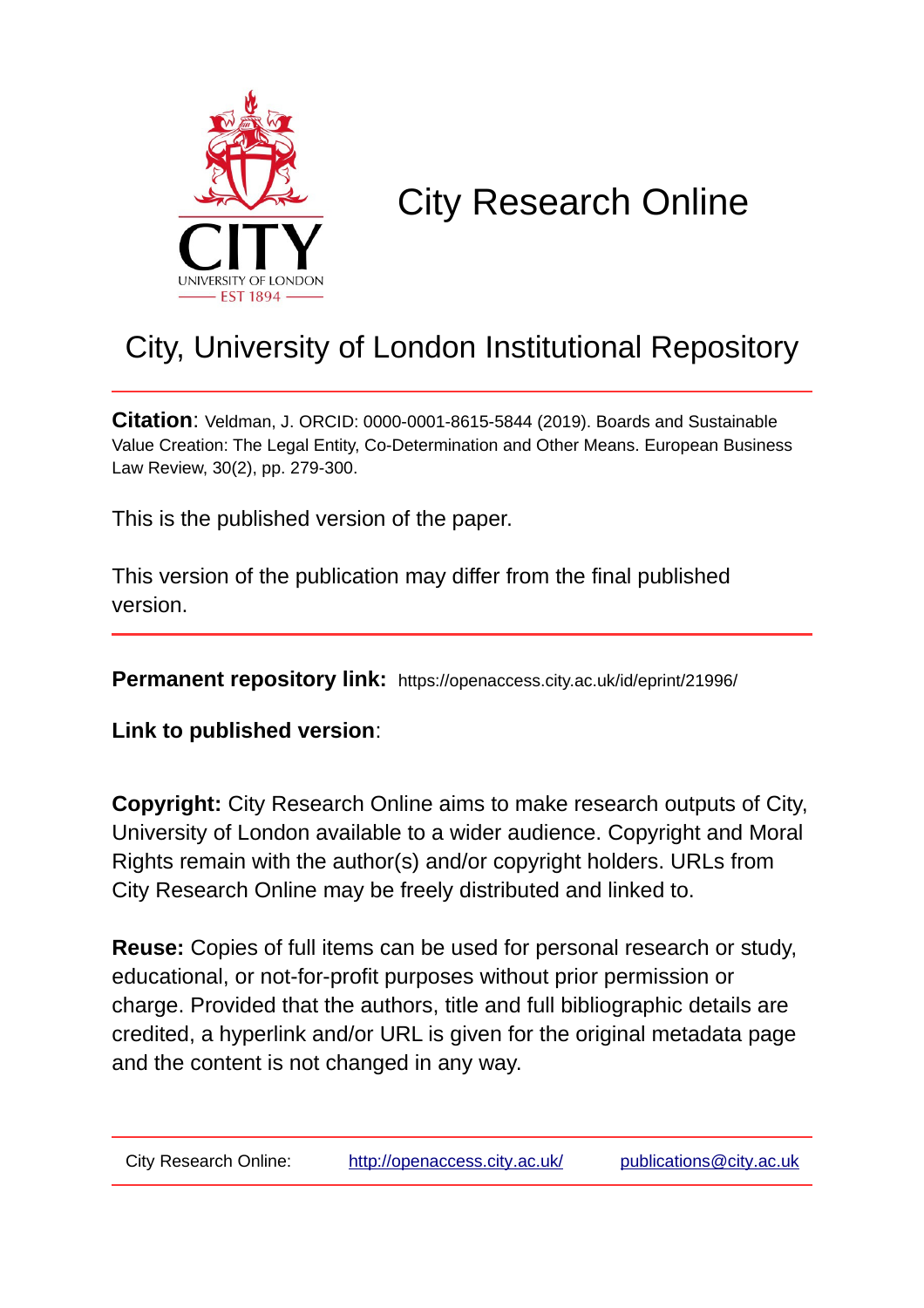# City Research Online

## City, University of London Institutional Repository

**Citation**: Veldman, J. ORCID: 0000-0001-8615-5844 (2019). Boards and Sustainable Value Creation: The Legal Entity, Co-Determination and Other Means. European Business Law Review, 30(2), pp. 279-300.

This is the published version of the paper.

This version of the publication may differ from the final published version.

---

**Permanent repository link:** https://openaccess.city.ac.uk/id/eprint/21996/

**Link to published version**:

**Copyright:** City Research Online aims to make research outputs of City, University of London available to a wider audience. Copyright and Moral Rights remain with the author(s) and/or copyright holders. URLs from City Research Online may be freely distributed and linked to.

**Reuse:** Copies of full items can be used for personal research or study, educational, or not-for-profit purposes without prior permission or charge. Provided that the authors, title and full bibliographic details are credited, a hyperlink and/or URL is given for the original metadata page and the content is not changed in any way.

---

City Research Online: http://openaccess.city.ac.uk/ publications@city.ac.uk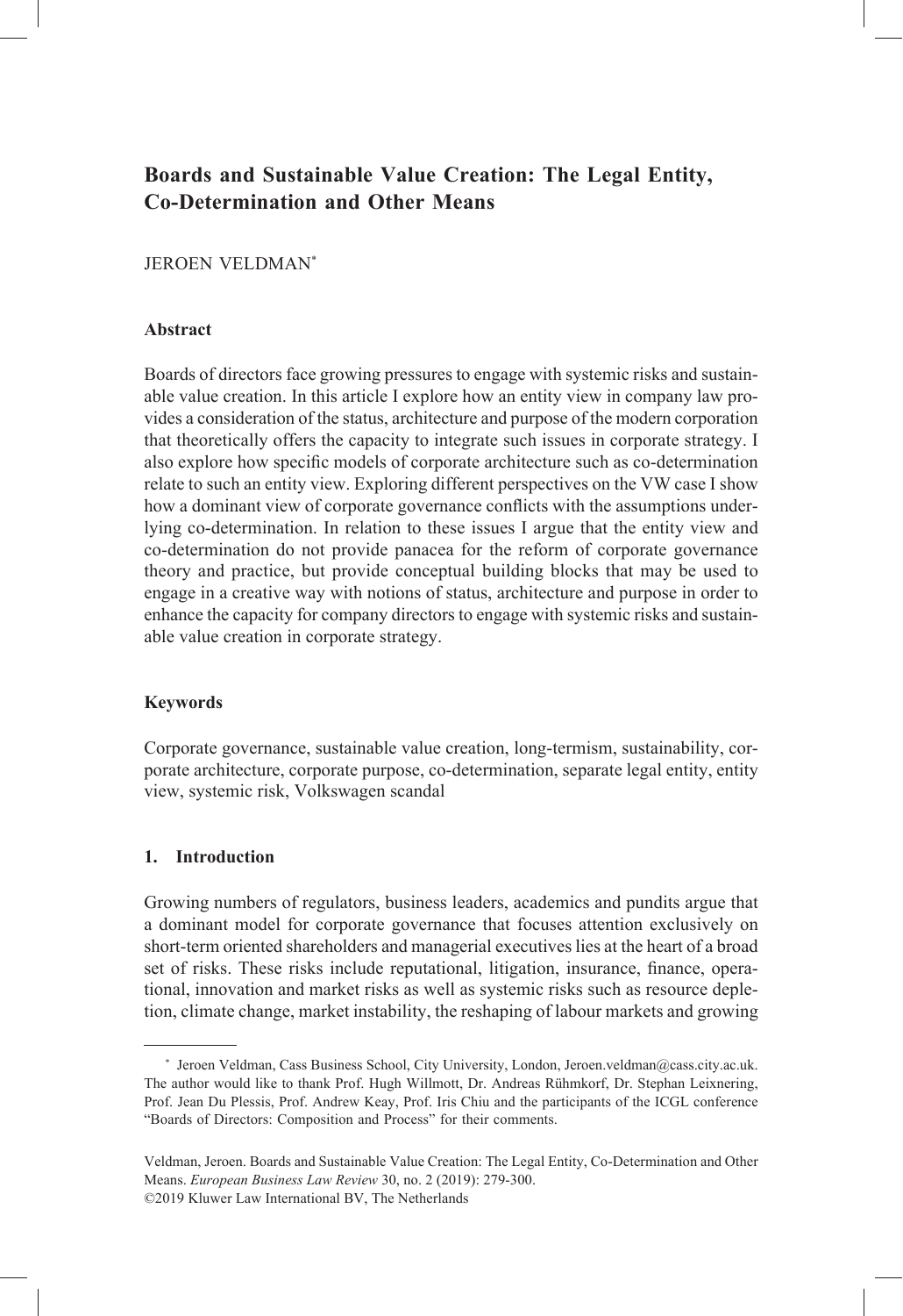# Boards and Sustainable Value Creation: The Legal Entity, Co-Determination and Other Means

JEROEN VELDMAN*

### Abstract

Boards of directors face growing pressures to engage with systemic risks and sustainable value creation. In this article I explore how an entity view in company law provides a consideration of the status, architecture and purpose of the modern corporation that theoretically offers the capacity to integrate such issues in corporate strategy. I also explore how specific models of corporate architecture such as co-determination relate to such an entity view. Exploring different perspectives on the VW case I show how a dominant view of corporate governance conflicts with the assumptions underlying co-determination. In relation to these issues I argue that the entity view and co-determination do not provide panacea for the reform of corporate governance theory and practice, but provide conceptual building blocks that may be used to engage in a creative way with notions of status, architecture and purpose in order to enhance the capacity for company directors to engage with systemic risks and sustainable value creation in corporate strategy.

### Keywords

Corporate governance, sustainable value creation, long-termism, sustainability, corporate architecture, corporate purpose, co-determination, separate legal entity, entity view, systemic risk, Volkswagen scandal

## 1. Introduction

Growing numbers of regulators, business leaders, academics and pundits argue that a dominant model for corporate governance that focuses attention exclusively on short-term oriented shareholders and managerial executives lies at the heart of a broad set of risks. These risks include reputational, litigation, insurance, finance, operational, innovation and market risks as well as systemic risks such as resource depletion, climate change, market instability, the reshaping of labour markets and growing

---

* Jeroen Veldman, Cass Business School, City University, London, Jeroen.veldman@cass.city.ac.uk. The author would like to thank Prof. Hugh Willmott, Dr. Andreas Rühmkorf, Dr. Stephan Leixnering, Prof. Jean Du Plessis, Prof. Andrew Keay, Prof. Iris Chiu and the participants of the ICGL conference "Boards of Directors: Composition and Process" for their comments.

Veldman, Jeroen. Boards and Sustainable Value Creation: The Legal Entity, Co-Determination and Other Means. *European Business Law Review* 30, no. 2 (2019): 279-300.
©2019 Kluwer Law International BV, The Netherlands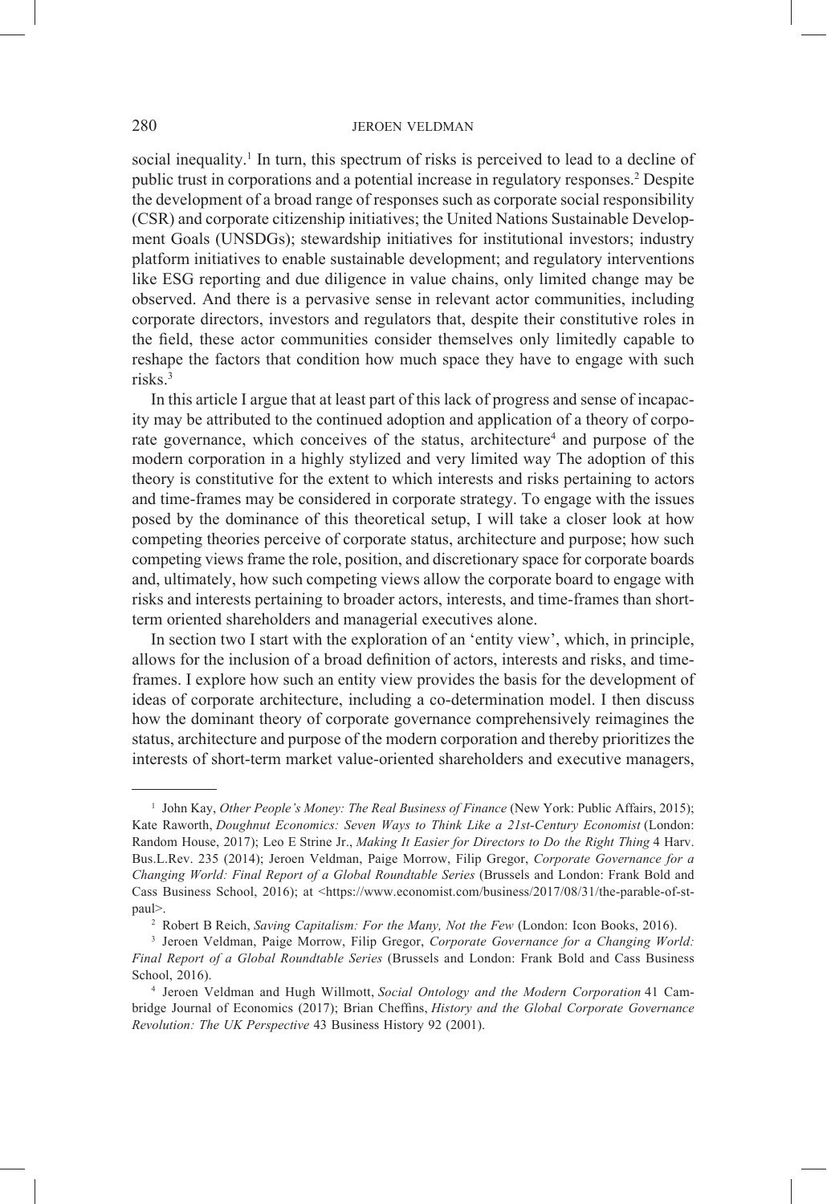social inequality.[1] In turn, this spectrum of risks is perceived to lead to a decline of public trust in corporations and a potential increase in regulatory responses.[2] Despite the development of a broad range of responses such as corporate social responsibility (CSR) and corporate citizenship initiatives; the United Nations Sustainable Development Goals (UNSDGs); stewardship initiatives for institutional investors; industry platform initiatives to enable sustainable development; and regulatory interventions like ESG reporting and due diligence in value chains, only limited change may be observed. And there is a pervasive sense in relevant actor communities, including corporate directors, investors and regulators that, despite their constitutive roles in the field, these actor communities consider themselves only limitedly capable to reshape the factors that condition how much space they have to engage with such risks.[3]

In this article I argue that at least part of this lack of progress and sense of incapacity may be attributed to the continued adoption and application of a theory of corporate governance, which conceives of the status, architecture[4] and purpose of the modern corporation in a highly stylized and very limited way The adoption of this theory is constitutive for the extent to which interests and risks pertaining to actors and time-frames may be considered in corporate strategy. To engage with the issues posed by the dominance of this theoretical setup, I will take a closer look at how competing theories perceive of corporate status, architecture and purpose; how such competing views frame the role, position, and discretionary space for corporate boards and, ultimately, how such competing views allow the corporate board to engage with risks and interests pertaining to broader actors, interests, and time-frames than short-term oriented shareholders and managerial executives alone.

In section two I start with the exploration of an 'entity view', which, in principle, allows for the inclusion of a broad definition of actors, interests and risks, and time-frames. I explore how such an entity view provides the basis for the development of ideas of corporate architecture, including a co-determination model. I then discuss how the dominant theory of corporate governance comprehensively reimagines the status, architecture and purpose of the modern corporation and thereby prioritizes the interests of short-term market value-oriented shareholders and executive managers,

---

[1] John Kay, *Other People's Money: The Real Business of Finance* (New York: Public Affairs, 2015); Kate Raworth, *Doughnut Economics: Seven Ways to Think Like a 21st-Century Economist* (London: Random House, 2017); Leo E Strine Jr., *Making It Easier for Directors to Do the Right Thing* 4 Harv. Bus.L.Rev. 235 (2014); Jeroen Veldman, Paige Morrow, Filip Gregor, *Corporate Governance for a Changing World: Final Report of a Global Roundtable Series* (Brussels and London: Frank Bold and Cass Business School, 2016); at <https://www.economist.com/business/2017/08/31/the-parable-of-st-paul>.

[2] Robert B Reich, *Saving Capitalism: For the Many, Not the Few* (London: Icon Books, 2016).

[3] Jeroen Veldman, Paige Morrow, Filip Gregor, *Corporate Governance for a Changing World: Final Report of a Global Roundtable Series* (Brussels and London: Frank Bold and Cass Business School, 2016).

[4] Jeroen Veldman and Hugh Willmott, *Social Ontology and the Modern Corporation* 41 Cambridge Journal of Economics (2017); Brian Cheffins, *History and the Global Corporate Governance Revolution: The UK Perspective* 43 Business History 92 (2001).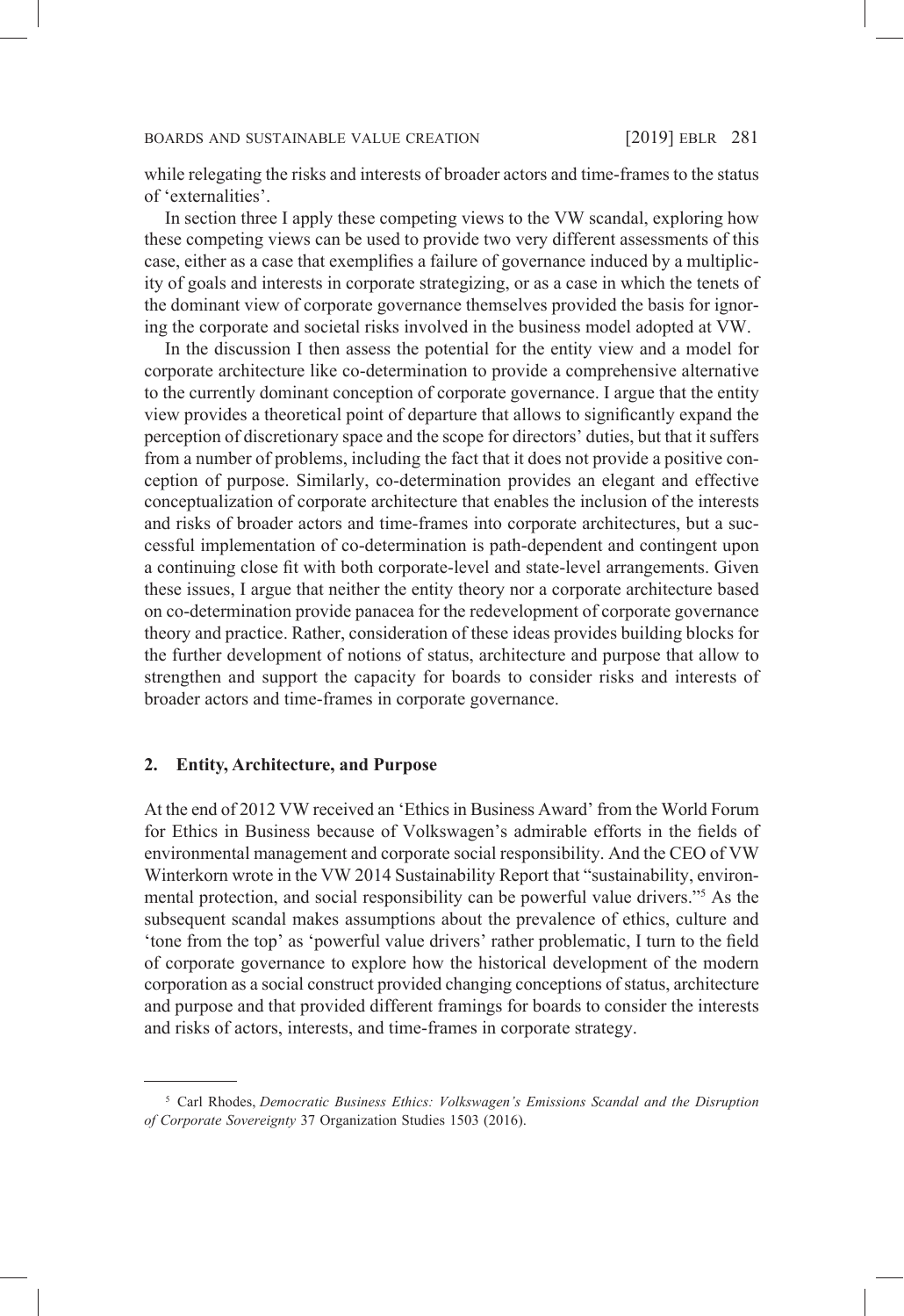while relegating the risks and interests of broader actors and time-frames to the status of 'externalities'.

In section three I apply these competing views to the VW scandal, exploring how these competing views can be used to provide two very different assessments of this case, either as a case that exemplifies a failure of governance induced by a multiplicity of goals and interests in corporate strategizing, or as a case in which the tenets of the dominant view of corporate governance themselves provided the basis for ignoring the corporate and societal risks involved in the business model adopted at VW.

In the discussion I then assess the potential for the entity view and a model for corporate architecture like co-determination to provide a comprehensive alternative to the currently dominant conception of corporate governance. I argue that the entity view provides a theoretical point of departure that allows to significantly expand the perception of discretionary space and the scope for directors' duties, but that it suffers from a number of problems, including the fact that it does not provide a positive conception of purpose. Similarly, co-determination provides an elegant and effective conceptualization of corporate architecture that enables the inclusion of the interests and risks of broader actors and time-frames into corporate architectures, but a successful implementation of co-determination is path-dependent and contingent upon a continuing close fit with both corporate-level and state-level arrangements. Given these issues, I argue that neither the entity theory nor a corporate architecture based on co-determination provide panacea for the redevelopment of corporate governance theory and practice. Rather, consideration of these ideas provides building blocks for the further development of notions of status, architecture and purpose that allow to strengthen and support the capacity for boards to consider risks and interests of broader actors and time-frames in corporate governance.

## 2. Entity, Architecture, and Purpose

At the end of 2012 VW received an 'Ethics in Business Award' from the World Forum for Ethics in Business because of Volkswagen's admirable efforts in the fields of environmental management and corporate social responsibility. And the CEO of VW Winterkorn wrote in the VW 2014 Sustainability Report that "sustainability, environmental protection, and social responsibility can be powerful value drivers."[5] As the subsequent scandal makes assumptions about the prevalence of ethics, culture and 'tone from the top' as 'powerful value drivers' rather problematic, I turn to the field of corporate governance to explore how the historical development of the modern corporation as a social construct provided changing conceptions of status, architecture and purpose and that provided different framings for boards to consider the interests and risks of actors, interests, and time-frames in corporate strategy.

---

[5] Carl Rhodes, *Democratic Business Ethics: Volkswagen's Emissions Scandal and the Disruption of Corporate Sovereignty* 37 Organization Studies 1503 (2016).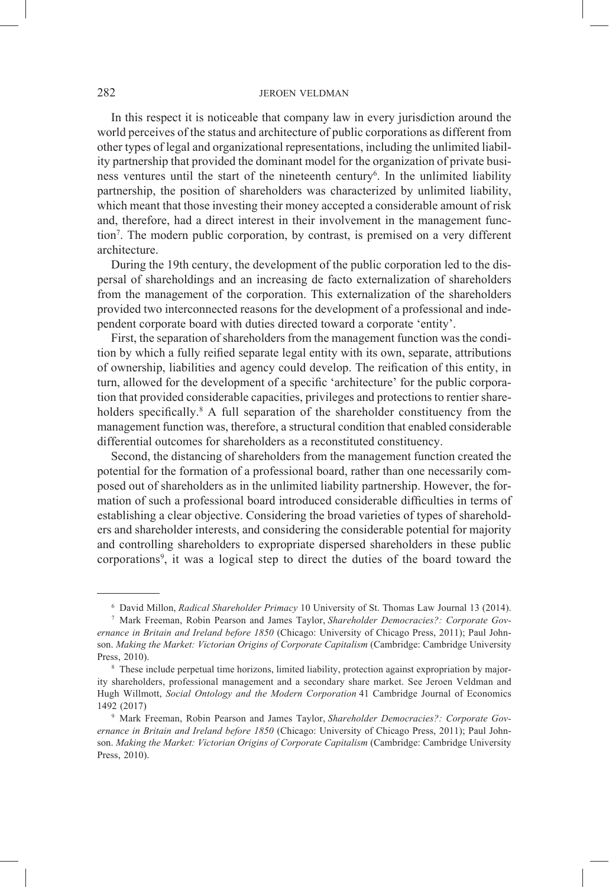In this respect it is noticeable that company law in every jurisdiction around the world perceives of the status and architecture of public corporations as different from other types of legal and organizational representations, including the unlimited liability partnership that provided the dominant model for the organization of private business ventures until the start of the nineteenth century[6]. In the unlimited liability partnership, the position of shareholders was characterized by unlimited liability, which meant that those investing their money accepted a considerable amount of risk and, therefore, had a direct interest in their involvement in the management function[7]. The modern public corporation, by contrast, is premised on a very different architecture.

During the 19th century, the development of the public corporation led to the dispersal of shareholdings and an increasing de facto externalization of shareholders from the management of the corporation. This externalization of the shareholders provided two interconnected reasons for the development of a professional and independent corporate board with duties directed toward a corporate 'entity'.

First, the separation of shareholders from the management function was the condition by which a fully reified separate legal entity with its own, separate, attributions of ownership, liabilities and agency could develop. The reification of this entity, in turn, allowed for the development of a specific 'architecture' for the public corporation that provided considerable capacities, privileges and protections to rentier shareholders specifically.[8] A full separation of the shareholder constituency from the management function was, therefore, a structural condition that enabled considerable differential outcomes for shareholders as a reconstituted constituency.

Second, the distancing of shareholders from the management function created the potential for the formation of a professional board, rather than one necessarily composed out of shareholders as in the unlimited liability partnership. However, the formation of such a professional board introduced considerable difficulties in terms of establishing a clear objective. Considering the broad varieties of types of shareholders and shareholder interests, and considering the considerable potential for majority and controlling shareholders to expropriate dispersed shareholders in these public corporations[9], it was a logical step to direct the duties of the board toward the

---

[6] David Millon, *Radical Shareholder Primacy* 10 University of St. Thomas Law Journal 13 (2014).

[7] Mark Freeman, Robin Pearson and James Taylor, *Shareholder Democracies?: Corporate Governance in Britain and Ireland before 1850* (Chicago: University of Chicago Press, 2011); Paul Johnson. *Making the Market: Victorian Origins of Corporate Capitalism* (Cambridge: Cambridge University Press, 2010).

[8] These include perpetual time horizons, limited liability, protection against expropriation by majority shareholders, professional management and a secondary share market. See Jeroen Veldman and Hugh Willmott, *Social Ontology and the Modern Corporation* 41 Cambridge Journal of Economics 1492 (2017)

[9] Mark Freeman, Robin Pearson and James Taylor, *Shareholder Democracies?: Corporate Governance in Britain and Ireland before 1850* (Chicago: University of Chicago Press, 2011); Paul Johnson. *Making the Market: Victorian Origins of Corporate Capitalism* (Cambridge: Cambridge University Press, 2010).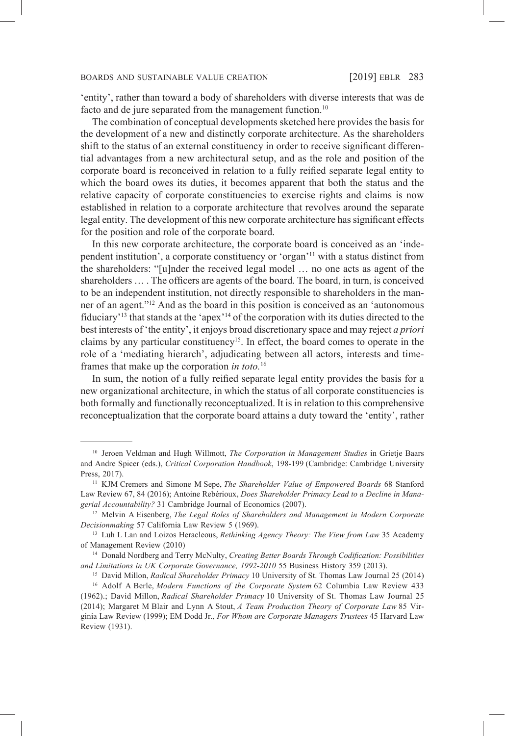'entity', rather than toward a body of shareholders with diverse interests that was de facto and de jure separated from the management function.[10]

The combination of conceptual developments sketched here provides the basis for the development of a new and distinctly corporate architecture. As the shareholders shift to the status of an external constituency in order to receive significant differential advantages from a new architectural setup, and as the role and position of the corporate board is reconceived in relation to a fully reified separate legal entity to which the board owes its duties, it becomes apparent that both the status and the relative capacity of corporate constituencies to exercise rights and claims is now established in relation to a corporate architecture that revolves around the separate legal entity. The development of this new corporate architecture has significant effects for the position and role of the corporate board.

In this new corporate architecture, the corporate board is conceived as an 'independent institution', a corporate constituency or 'organ'[11] with a status distinct from the shareholders: "[u]nder the received legal model … no one acts as agent of the shareholders … . The officers are agents of the board. The board, in turn, is conceived to be an independent institution, not directly responsible to shareholders in the manner of an agent."[12] And as the board in this position is conceived as an 'autonomous fiduciary'[13] that stands at the 'apex'[14] of the corporation with its duties directed to the best interests of 'the entity', it enjoys broad discretionary space and may reject *a priori* claims by any particular constituency[15]. In effect, the board comes to operate in the role of a 'mediating hierarch', adjudicating between all actors, interests and timeframes that make up the corporation *in toto.*[16]

In sum, the notion of a fully reified separate legal entity provides the basis for a new organizational architecture, in which the status of all corporate constituencies is both formally and functionally reconceptualized. It is in relation to this comprehensive reconceptualization that the corporate board attains a duty toward the 'entity', rather

---

[10] Jeroen Veldman and Hugh Willmott, *The Corporation in Management Studies* in Grietje Baars and Andre Spicer (eds.), *Critical Corporation Handbook*, 198-199 (Cambridge: Cambridge University Press, 2017).

[11] KJM Cremers and Simone M Sepe, *The Shareholder Value of Empowered Boards* 68 Stanford Law Review 67, 84 (2016); Antoine Rebérioux, *Does Shareholder Primacy Lead to a Decline in Managerial Accountability?* 31 Cambridge Journal of Economics (2007).

[12] Melvin A Eisenberg, *The Legal Roles of Shareholders and Management in Modern Corporate Decisionmaking* 57 California Law Review 5 (1969).

[13] Luh L Lan and Loizos Heracleous, *Rethinking Agency Theory: The View from Law* 35 Academy of Management Review (2010)

[14] Donald Nordberg and Terry McNulty, *Creating Better Boards Through Codification: Possibilities and Limitations in UK Corporate Governance, 1992-2010* 55 Business History 359 (2013).

[15] David Millon, *Radical Shareholder Primacy* 10 University of St. Thomas Law Journal 25 (2014)

[16] Adolf A Berle, *Modern Functions of the Corporate System* 62 Columbia Law Review 433 (1962).; David Millon, *Radical Shareholder Primacy* 10 University of St. Thomas Law Journal 25 (2014); Margaret M Blair and Lynn A Stout, *A Team Production Theory of Corporate Law* 85 Virginia Law Review (1999); EM Dodd Jr., *For Whom are Corporate Managers Trustees* 45 Harvard Law Review (1931).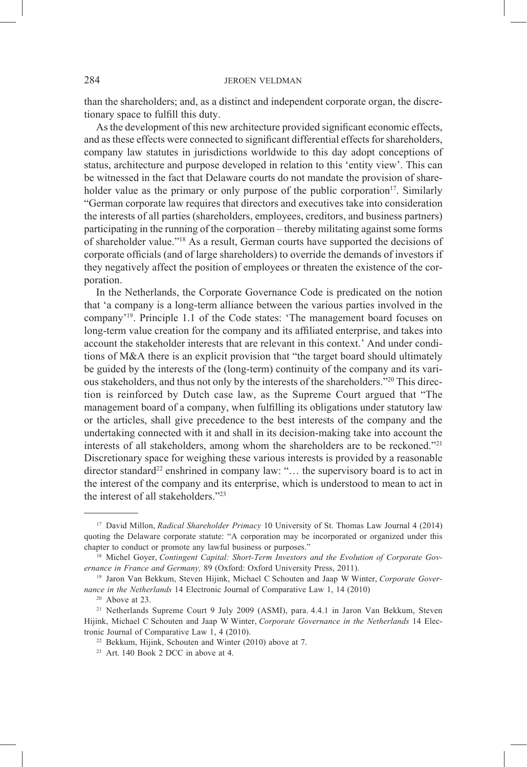than the shareholders; and, as a distinct and independent corporate organ, the discretionary space to fulfill this duty.

As the development of this new architecture provided significant economic effects, and as these effects were connected to significant differential effects for shareholders, company law statutes in jurisdictions worldwide to this day adopt conceptions of status, architecture and purpose developed in relation to this 'entity view'. This can be witnessed in the fact that Delaware courts do not mandate the provision of shareholder value as the primary or only purpose of the public corporation[17]. Similarly "German corporate law requires that directors and executives take into consideration the interests of all parties (shareholders, employees, creditors, and business partners) participating in the running of the corporation – thereby militating against some forms of shareholder value."[18] As a result, German courts have supported the decisions of corporate officials (and of large shareholders) to override the demands of investors if they negatively affect the position of employees or threaten the existence of the corporation.

In the Netherlands, the Corporate Governance Code is predicated on the notion that 'a company is a long-term alliance between the various parties involved in the company'[19]. Principle 1.1 of the Code states: 'The management board focuses on long-term value creation for the company and its affiliated enterprise, and takes into account the stakeholder interests that are relevant in this context.' And under conditions of M&A there is an explicit provision that "the target board should ultimately be guided by the interests of the (long-term) continuity of the company and its various stakeholders, and thus not only by the interests of the shareholders."[20] This direction is reinforced by Dutch case law, as the Supreme Court argued that "The management board of a company, when fulfilling its obligations under statutory law or the articles, shall give precedence to the best interests of the company and the undertaking connected with it and shall in its decision-making take into account the interests of all stakeholders, among whom the shareholders are to be reckoned."[21] Discretionary space for weighing these various interests is provided by a reasonable director standard[22] enshrined in company law: "… the supervisory board is to act in the interest of the company and its enterprise, which is understood to mean to act in the interest of all stakeholders."[23]

---

[17] David Millon, *Radical Shareholder Primacy* 10 University of St. Thomas Law Journal 4 (2014) quoting the Delaware corporate statute: "A corporation may be incorporated or organized under this chapter to conduct or promote any lawful business or purposes."

[18] Michel Goyer, *Contingent Capital: Short-Term Investors and the Evolution of Corporate Governance in France and Germany,* 89 (Oxford: Oxford University Press, 2011).

[19] Jaron Van Bekkum, Steven Hijink, Michael C Schouten and Jaap W Winter, *Corporate Governance in the Netherlands* 14 Electronic Journal of Comparative Law 1, 14 (2010)

[20] Above at 23.

[21] Netherlands Supreme Court 9 July 2009 (ASMI), para. 4.4.1 in Jaron Van Bekkum, Steven Hijink, Michael C Schouten and Jaap W Winter, *Corporate Governance in the Netherlands* 14 Electronic Journal of Comparative Law 1, 4 (2010).

[22] Bekkum, Hijink, Schouten and Winter (2010) above at 7.

[23] Art. 140 Book 2 DCC in above at 4.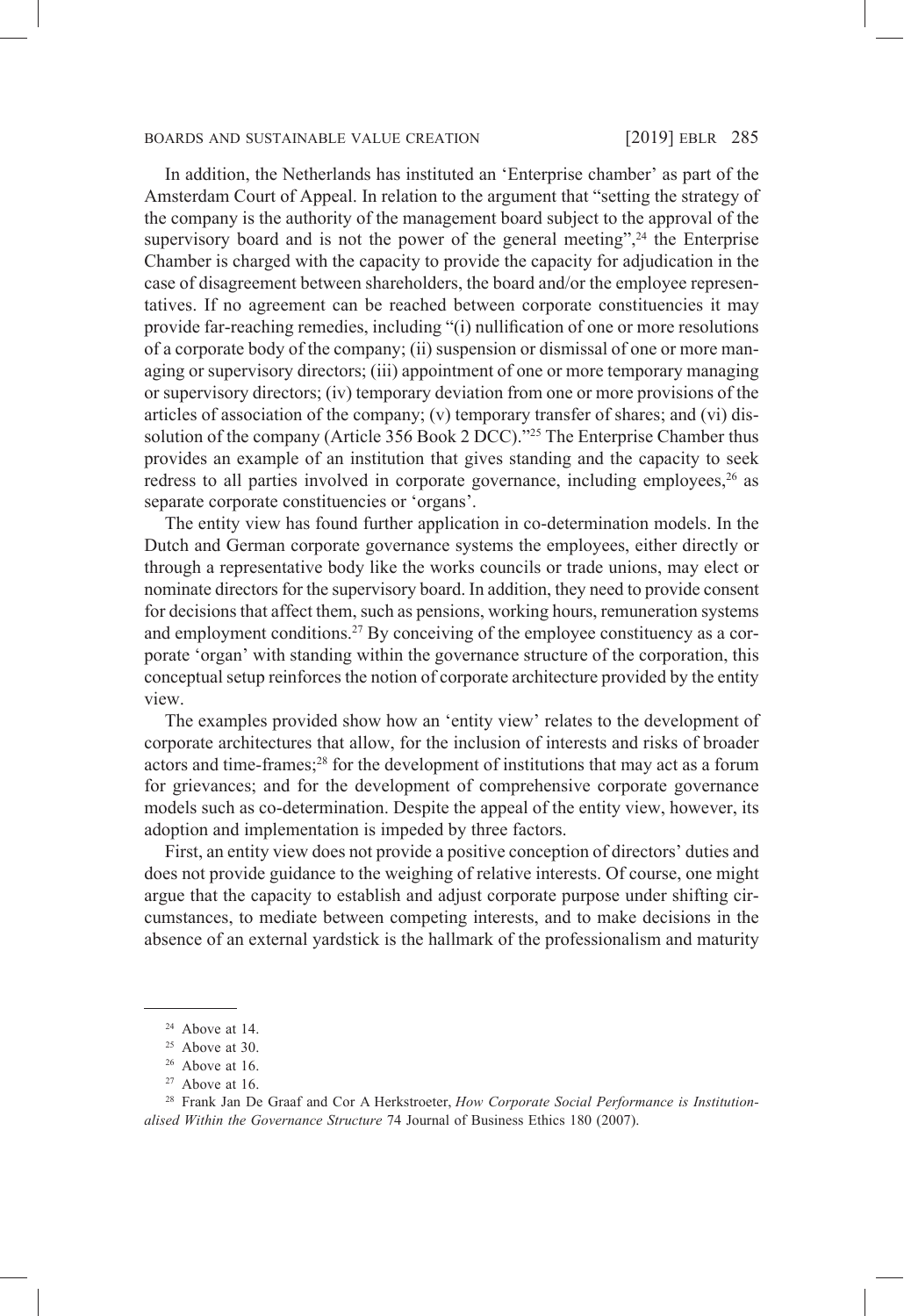In addition, the Netherlands has instituted an 'Enterprise chamber' as part of the Amsterdam Court of Appeal. In relation to the argument that "setting the strategy of the company is the authority of the management board subject to the approval of the supervisory board and is not the power of the general meeting",[24] the Enterprise Chamber is charged with the capacity to provide the capacity for adjudication in the case of disagreement between shareholders, the board and/or the employee representatives. If no agreement can be reached between corporate constituencies it may provide far-reaching remedies, including "(i) nullification of one or more resolutions of a corporate body of the company; (ii) suspension or dismissal of one or more managing or supervisory directors; (iii) appointment of one or more temporary managing or supervisory directors; (iv) temporary deviation from one or more provisions of the articles of association of the company; (v) temporary transfer of shares; and (vi) dissolution of the company (Article 356 Book 2 DCC)."[25] The Enterprise Chamber thus provides an example of an institution that gives standing and the capacity to seek redress to all parties involved in corporate governance, including employees,[26] as separate corporate constituencies or 'organs'.

The entity view has found further application in co-determination models. In the Dutch and German corporate governance systems the employees, either directly or through a representative body like the works councils or trade unions, may elect or nominate directors for the supervisory board. In addition, they need to provide consent for decisions that affect them, such as pensions, working hours, remuneration systems and employment conditions.[27] By conceiving of the employee constituency as a corporate 'organ' with standing within the governance structure of the corporation, this conceptual setup reinforces the notion of corporate architecture provided by the entity view.

The examples provided show how an 'entity view' relates to the development of corporate architectures that allow, for the inclusion of interests and risks of broader actors and time-frames;[28] for the development of institutions that may act as a forum for grievances; and for the development of comprehensive corporate governance models such as co-determination. Despite the appeal of the entity view, however, its adoption and implementation is impeded by three factors.

First, an entity view does not provide a positive conception of directors' duties and does not provide guidance to the weighing of relative interests. Of course, one might argue that the capacity to establish and adjust corporate purpose under shifting circumstances, to mediate between competing interests, and to make decisions in the absence of an external yardstick is the hallmark of the professionalism and maturity

---

[24] Above at 14.

[25] Above at 30.

[26] Above at 16.

[27] Above at 16.

[28] Frank Jan De Graaf and Cor A Herkstroeter, *How Corporate Social Performance is Institutionalised Within the Governance Structure* 74 Journal of Business Ethics 180 (2007).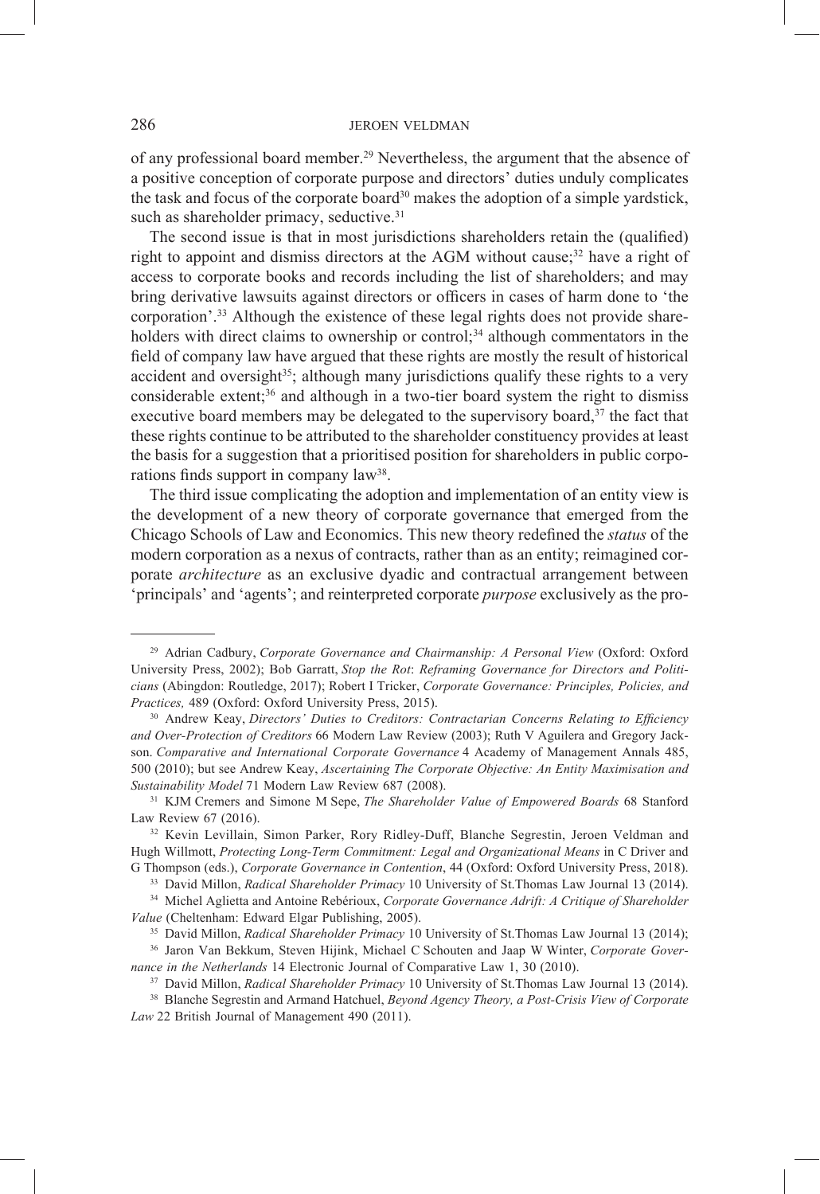of any professional board member.[29] Nevertheless, the argument that the absence of a positive conception of corporate purpose and directors' duties unduly complicates the task and focus of the corporate board[30] makes the adoption of a simple yardstick, such as shareholder primacy, seductive.[31]

The second issue is that in most jurisdictions shareholders retain the (qualified) right to appoint and dismiss directors at the AGM without cause;[32] have a right of access to corporate books and records including the list of shareholders; and may bring derivative lawsuits against directors or officers in cases of harm done to 'the corporation'.[33] Although the existence of these legal rights does not provide shareholders with direct claims to ownership or control;[34] although commentators in the field of company law have argued that these rights are mostly the result of historical accident and oversight[35]; although many jurisdictions qualify these rights to a very considerable extent;[36] and although in a two-tier board system the right to dismiss executive board members may be delegated to the supervisory board,[37] the fact that these rights continue to be attributed to the shareholder constituency provides at least the basis for a suggestion that a prioritised position for shareholders in public corporations finds support in company law[38].

The third issue complicating the adoption and implementation of an entity view is the development of a new theory of corporate governance that emerged from the Chicago Schools of Law and Economics. This new theory redefined the *status* of the modern corporation as a nexus of contracts, rather than as an entity; reimagined corporate *architecture* as an exclusive dyadic and contractual arrangement between 'principals' and 'agents'; and reinterpreted corporate *purpose* exclusively as the pro-

---

[29] Adrian Cadbury, *Corporate Governance and Chairmanship: A Personal View* (Oxford: Oxford University Press, 2002); Bob Garratt, *Stop the Rot*: *Reframing Governance for Directors and Politicians* (Abingdon: Routledge, 2017); Robert I Tricker, *Corporate Governance: Principles, Policies, and Practices,* 489 (Oxford: Oxford University Press, 2015).

[30] Andrew Keay, *Directors' Duties to Creditors: Contractarian Concerns Relating to Efficiency and Over-Protection of Creditors* 66 Modern Law Review (2003); Ruth V Aguilera and Gregory Jackson. *Comparative and International Corporate Governance* 4 Academy of Management Annals 485, 500 (2010); but see Andrew Keay, *Ascertaining The Corporate Objective: An Entity Maximisation and Sustainability Model* 71 Modern Law Review 687 (2008).

[31] KJM Cremers and Simone M Sepe, *The Shareholder Value of Empowered Boards* 68 Stanford Law Review 67 (2016).

[32] Kevin Levillain, Simon Parker, Rory Ridley-Duff, Blanche Segrestin, Jeroen Veldman and Hugh Willmott, *Protecting Long-Term Commitment: Legal and Organizational Means* in C Driver and G Thompson (eds.), *Corporate Governance in Contention*, 44 (Oxford: Oxford University Press, 2018).

[33] David Millon, *Radical Shareholder Primacy* 10 University of St.Thomas Law Journal 13 (2014).

[34] Michel Aglietta and Antoine Rebérioux, *Corporate Governance Adrift: A Critique of Shareholder Value* (Cheltenham: Edward Elgar Publishing, 2005).

[35] David Millon, *Radical Shareholder Primacy* 10 University of St.Thomas Law Journal 13 (2014);

[36] Jaron Van Bekkum, Steven Hijink, Michael C Schouten and Jaap W Winter, *Corporate Governance in the Netherlands* 14 Electronic Journal of Comparative Law 1, 30 (2010).

[37] David Millon, *Radical Shareholder Primacy* 10 University of St.Thomas Law Journal 13 (2014).

[38] Blanche Segrestin and Armand Hatchuel, *Beyond Agency Theory, a Post-Crisis View of Corporate Law* 22 British Journal of Management 490 (2011).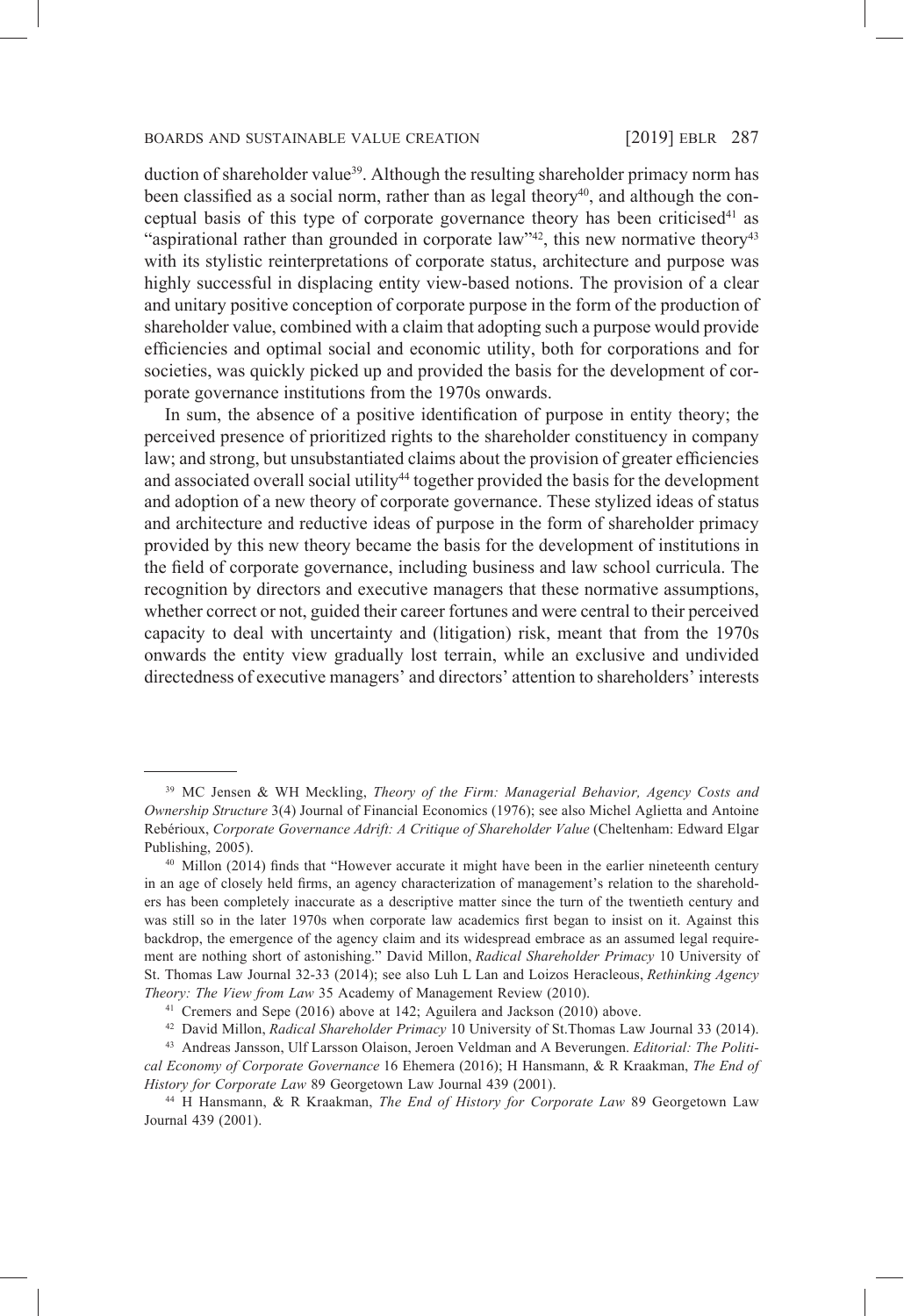duction of shareholder value[39]. Although the resulting shareholder primacy norm has been classified as a social norm, rather than as legal theory[40], and although the conceptual basis of this type of corporate governance theory has been criticised[41] as "aspirational rather than grounded in corporate law"[42], this new normative theory[43] with its stylistic reinterpretations of corporate status, architecture and purpose was highly successful in displacing entity view-based notions. The provision of a clear and unitary positive conception of corporate purpose in the form of the production of shareholder value, combined with a claim that adopting such a purpose would provide efficiencies and optimal social and economic utility, both for corporations and for societies, was quickly picked up and provided the basis for the development of corporate governance institutions from the 1970s onwards.

In sum, the absence of a positive identification of purpose in entity theory; the perceived presence of prioritized rights to the shareholder constituency in company law; and strong, but unsubstantiated claims about the provision of greater efficiencies and associated overall social utility[44] together provided the basis for the development and adoption of a new theory of corporate governance. These stylized ideas of status and architecture and reductive ideas of purpose in the form of shareholder primacy provided by this new theory became the basis for the development of institutions in the field of corporate governance, including business and law school curricula. The recognition by directors and executive managers that these normative assumptions, whether correct or not, guided their career fortunes and were central to their perceived capacity to deal with uncertainty and (litigation) risk, meant that from the 1970s onwards the entity view gradually lost terrain, while an exclusive and undivided directedness of executive managers' and directors' attention to shareholders' interests

---

[39] MC Jensen & WH Meckling, *Theory of the Firm: Managerial Behavior, Agency Costs and Ownership Structure* 3(4) Journal of Financial Economics (1976); see also Michel Aglietta and Antoine Rebérioux, *Corporate Governance Adrift: A Critique of Shareholder Value* (Cheltenham: Edward Elgar Publishing, 2005).

[40] Millon (2014) finds that "However accurate it might have been in the earlier nineteenth century in an age of closely held firms, an agency characterization of management's relation to the shareholders has been completely inaccurate as a descriptive matter since the turn of the twentieth century and was still so in the later 1970s when corporate law academics first began to insist on it. Against this backdrop, the emergence of the agency claim and its widespread embrace as an assumed legal requirement are nothing short of astonishing." David Millon, *Radical Shareholder Primacy* 10 University of St. Thomas Law Journal 32-33 (2014); see also Luh L Lan and Loizos Heracleous, *Rethinking Agency Theory: The View from Law* 35 Academy of Management Review (2010).

[41] Cremers and Sepe (2016) above at 142; Aguilera and Jackson (2010) above.

[42] David Millon, *Radical Shareholder Primacy* 10 University of St.Thomas Law Journal 33 (2014).

[43] Andreas Jansson, Ulf Larsson Olaison, Jeroen Veldman and A Beverungen. *Editorial: The Political Economy of Corporate Governance* 16 Ehemera (2016); H Hansmann, & R Kraakman, *The End of History for Corporate Law* 89 Georgetown Law Journal 439 (2001).

[44] H Hansmann, & R Kraakman, *The End of History for Corporate Law* 89 Georgetown Law Journal 439 (2001).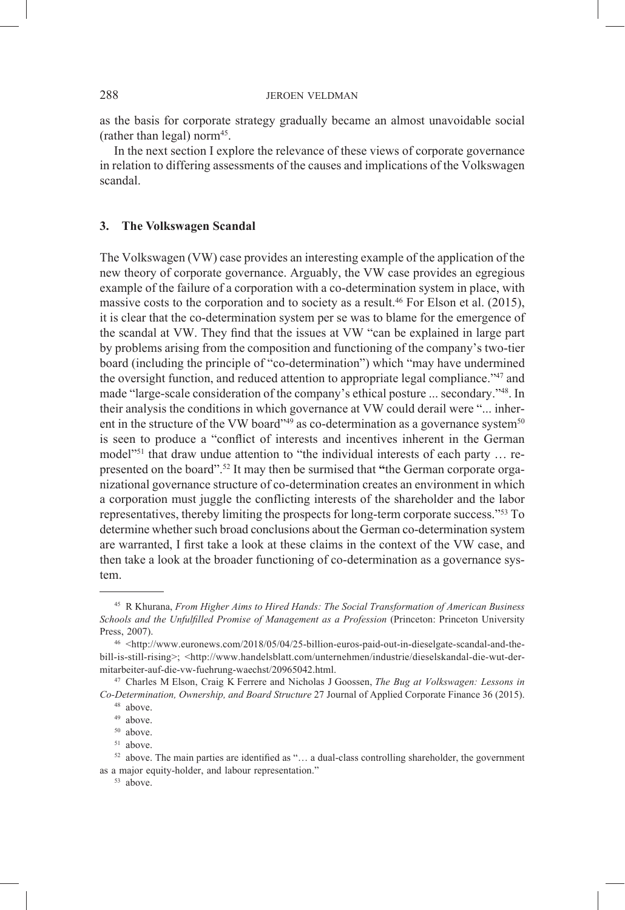as the basis for corporate strategy gradually became an almost unavoidable social (rather than legal) norm[45].

In the next section I explore the relevance of these views of corporate governance in relation to differing assessments of the causes and implications of the Volkswagen scandal.

## 3. The Volkswagen Scandal

The Volkswagen (VW) case provides an interesting example of the application of the new theory of corporate governance. Arguably, the VW case provides an egregious example of the failure of a corporation with a co-determination system in place, with massive costs to the corporation and to society as a result.[46] For Elson et al. (2015), it is clear that the co-determination system per se was to blame for the emergence of the scandal at VW. They find that the issues at VW "can be explained in large part by problems arising from the composition and functioning of the company's two-tier board (including the principle of "co-determination") which "may have undermined the oversight function, and reduced attention to appropriate legal compliance."[47] and made "large-scale consideration of the company's ethical posture ... secondary."[48]. In their analysis the conditions in which governance at VW could derail were "... inherent in the structure of the VW board"[49] as co-determination as a governance system[50] is seen to produce a "conflict of interests and incentives inherent in the German model"[51] that draw undue attention to "the individual interests of each party … represented on the board".[52] It may then be surmised that **"**the German corporate organizational governance structure of co-determination creates an environment in which a corporation must juggle the conflicting interests of the shareholder and the labor representatives, thereby limiting the prospects for long-term corporate success."[53] To determine whether such broad conclusions about the German co-determination system are warranted, I first take a look at these claims in the context of the VW case, and then take a look at the broader functioning of co-determination as a governance system.

---

[45] R Khurana, *From Higher Aims to Hired Hands: The Social Transformation of American Business Schools and the Unfulfilled Promise of Management as a Profession* (Princeton: Princeton University Press, 2007).

[46] <http://www.euronews.com/2018/05/04/25-billion-euros-paid-out-in-dieselgate-scandal-and-the-bill-is-still-rising>; <http://www.handelsblatt.com/unternehmen/industrie/dieselskandal-die-wut-der-mitarbeiter-auf-die-vw-fuehrung-waechst/20965042.html.

[47] Charles M Elson, Craig K Ferrere and Nicholas J Goossen, *The Bug at Volkswagen: Lessons in Co-Determination, Ownership, and Board Structure* 27 Journal of Applied Corporate Finance 36 (2015).

[48] above.

[49] above.

[50] above.

[51] above.

[52] above. The main parties are identified as "… a dual-class controlling shareholder, the government as a major equity-holder, and labour representation."

[53] above.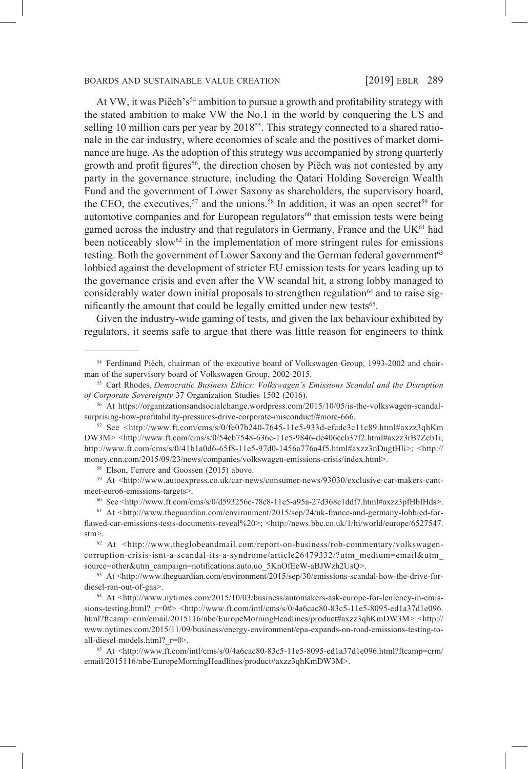At VW, it was Piëch's[54] ambition to pursue a growth and profitability strategy with the stated ambition to make VW the No.1 in the world by conquering the US and selling 10 million cars per year by 2018[55]. This strategy connected to a shared rationale in the car industry, where economies of scale and the positives of market dominance are huge. As the adoption of this strategy was accompanied by strong quarterly growth and profit figures[56], the direction chosen by Piëch was not contested by any party in the governance structure, including the Qatari Holding Sovereign Wealth Fund and the government of Lower Saxony as shareholders, the supervisory board, the CEO, the executives,[57] and the unions.[58] In addition, it was an open secret[59] for automotive companies and for European regulators[60] that emission tests were being gamed across the industry and that regulators in Germany, France and the UK[61] had been noticeably slow[62] in the implementation of more stringent rules for emissions testing. Both the government of Lower Saxony and the German federal government[63] lobbied against the development of stricter EU emission tests for years leading up to the governance crisis and even after the VW scandal hit, a strong lobby managed to considerably water down initial proposals to strengthen regulation[64] and to raise significantly the amount that could be legally emitted under new tests[65].

Given the industry-wide gaming of tests, and given the lax behaviour exhibited by regulators, it seems safe to argue that there was little reason for engineers to think

---

[54] Ferdinand Piëch, chairman of the executive board of Volkswagen Group, 1993-2002 and chairman of the supervisory board of Volkswagen Group, 2002-2015.

[55] Carl Rhodes, *Democratic Business Ethics: Volkswagen's Emissions Scandal and the Disruption of Corporate Sovereignty* 37 Organization Studies 1502 (2016).

[56] At https://organizationsandsocialchange.wordpress.com/2015/10/05/is-the-volkswagen-scandal-surprising-how-profitability-pressures-drive-corporate-misconduct/#more-666.

[57] See <http://www.ft.com/cms/s/0/fe07b240-7645-11e5-933d-efcdc3c11c89.html#axzz3qhKmDW3M> <http://www.ft.com/cms/s/0/54eb7548-636c-11e5-9846-de406ccb37f2.html#axzz3rB7Zeb1i; http://www.ft.com/cms/s/0/41b1a0d6-65f8-11e5-97d0-1456a776a4f5.html#axzz3nDugtHli>; <http://money.cnn.com/2015/09/23/news/companies/volkswagen-emissions-crisis/index.html>.

[58] Elson, Ferrere and Goossen (2015) above.

[59] At <http://www.autoexpress.co.uk/car-news/consumer-news/93030/exclusive-car-makers-cant-meet-euro6-emissions-targets>.

[60] See <http://www.ft.com/cms/s/0/d593256c-78c8-11e5-a95a-27d368e1ddf7.html#axzz3pfHbIHds>.

[61] At <http://www.theguardian.com/environment/2015/sep/24/uk-france-and-germany-lobbied-for-flawed-car-emissions-tests-documents-reveal%20>; <http://news.bbc.co.uk/1/hi/world/europe/6527547.stm>.

[62] At <http://www.theglobeandmail.com/report-on-business/rob-commentary/volkswagen-corruption-crisis-isnt-a-scandal-its-a-syndrome/article26479332/?utm_medium=email&utm_source=other&utm_campaign=notifications.auto.uo_5KnOfEeW-aBJWzh2UsQ>.

[63] At <http://www.theguardian.com/environment/2015/sep/30/emissions-scandal-how-the-drive-for-diesel-ran-out-of-gas>.

[64] At <http://www.nytimes.com/2015/10/03/business/automakers-ask-europe-for-leniency-in-emissions-testing.html?_r=0#> <http://www.ft.com/intl/cms/s/0/4a6cac80-83c5-11e5-8095-ed1a37d1e096.html?ftcamp=crm/email/2015116/nbe/EuropeMorningHeadlines/product#axzz3qhKmDW3M> <http://www.nytimes.com/2015/11/09/business/energy-environment/epa-expands-on-road-emissions-testing-to-all-diesel-models.html?_r=0>.

[65] At <http://www.ft.com/intl/cms/s/0/4a6cac80-83c5-11e5-8095-ed1a37d1e096.html?ftcamp=crm/email/2015116/nbe/EuropeMorningHeadlines/product#axzz3qhKmDW3M>.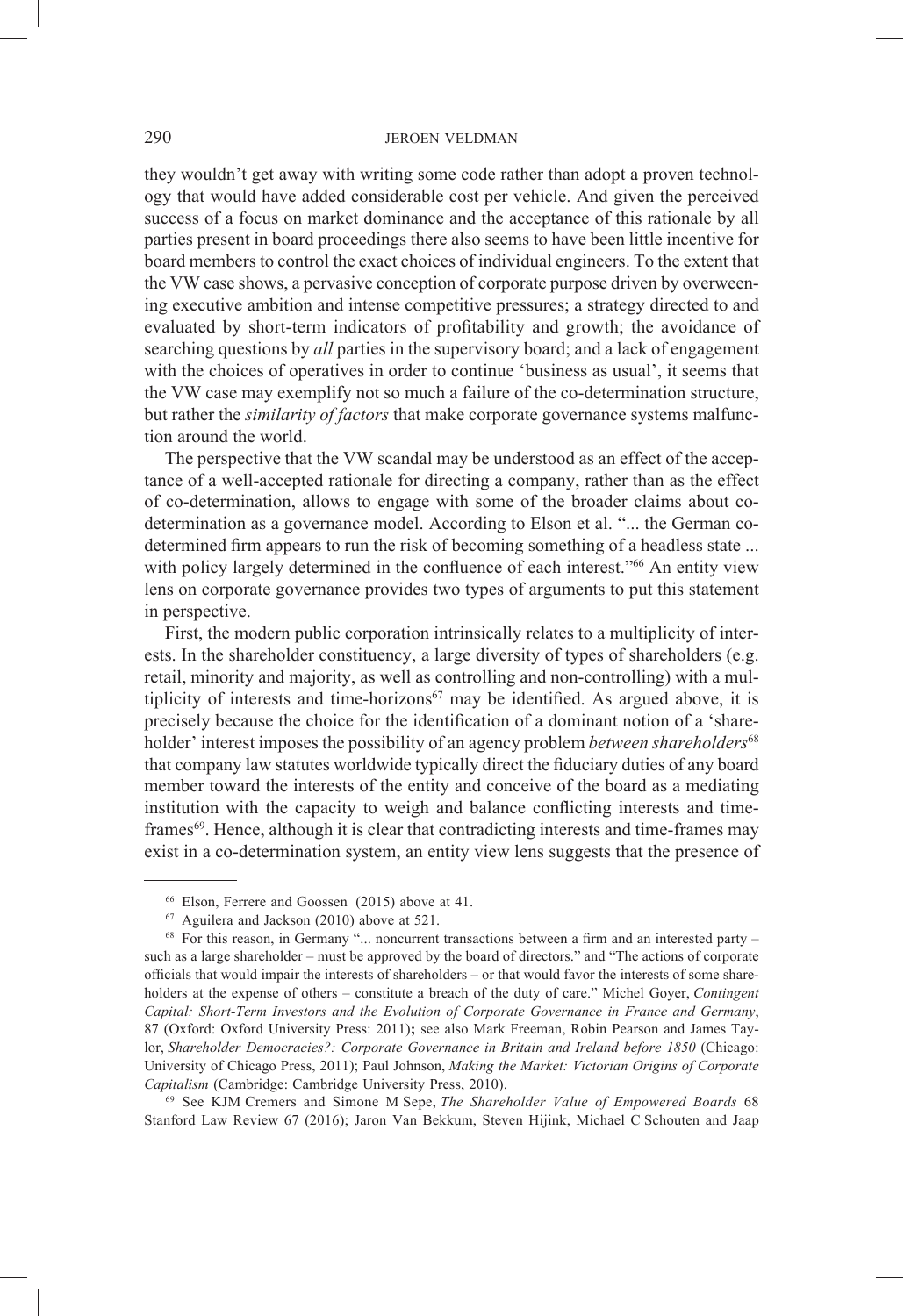they wouldn't get away with writing some code rather than adopt a proven technology that would have added considerable cost per vehicle. And given the perceived success of a focus on market dominance and the acceptance of this rationale by all parties present in board proceedings there also seems to have been little incentive for board members to control the exact choices of individual engineers. To the extent that the VW case shows, a pervasive conception of corporate purpose driven by overweening executive ambition and intense competitive pressures; a strategy directed to and evaluated by short-term indicators of profitability and growth; the avoidance of searching questions by *all* parties in the supervisory board; and a lack of engagement with the choices of operatives in order to continue 'business as usual', it seems that the VW case may exemplify not so much a failure of the co-determination structure, but rather the *similarity of factors* that make corporate governance systems malfunction around the world.

The perspective that the VW scandal may be understood as an effect of the acceptance of a well-accepted rationale for directing a company, rather than as the effect of co-determination, allows to engage with some of the broader claims about co-determination as a governance model. According to Elson et al. "... the German co-determined firm appears to run the risk of becoming something of a headless state ... with policy largely determined in the confluence of each interest."[66] An entity view lens on corporate governance provides two types of arguments to put this statement in perspective.

First, the modern public corporation intrinsically relates to a multiplicity of interests. In the shareholder constituency, a large diversity of types of shareholders (e.g. retail, minority and majority, as well as controlling and non-controlling) with a multiplicity of interests and time-horizons[67] may be identified. As argued above, it is precisely because the choice for the identification of a dominant notion of a 'shareholder' interest imposes the possibility of an agency problem *between shareholders*[68] that company law statutes worldwide typically direct the fiduciary duties of any board member toward the interests of the entity and conceive of the board as a mediating institution with the capacity to weigh and balance conflicting interests and time-frames[69]. Hence, although it is clear that contradicting interests and time-frames may exist in a co-determination system, an entity view lens suggests that the presence of

---

[66] Elson, Ferrere and Goossen (2015) above at 41.

[67] Aguilera and Jackson (2010) above at 521.

[68] For this reason, in Germany "... noncurrent transactions between a firm and an interested party – such as a large shareholder – must be approved by the board of directors." and "The actions of corporate officials that would impair the interests of shareholders – or that would favor the interests of some shareholders at the expense of others – constitute a breach of the duty of care." Michel Goyer, *Contingent Capital: Short-Term Investors and the Evolution of Corporate Governance in France and Germany*, 87 (Oxford: Oxford University Press: 2011)**;** see also Mark Freeman, Robin Pearson and James Taylor, *Shareholder Democracies?: Corporate Governance in Britain and Ireland before 1850* (Chicago: University of Chicago Press, 2011); Paul Johnson, *Making the Market: Victorian Origins of Corporate Capitalism* (Cambridge: Cambridge University Press, 2010).

[69] See KJM Cremers and Simone M Sepe, *The Shareholder Value of Empowered Boards* 68 Stanford Law Review 67 (2016); Jaron Van Bekkum, Steven Hijink, Michael C Schouten and Jaap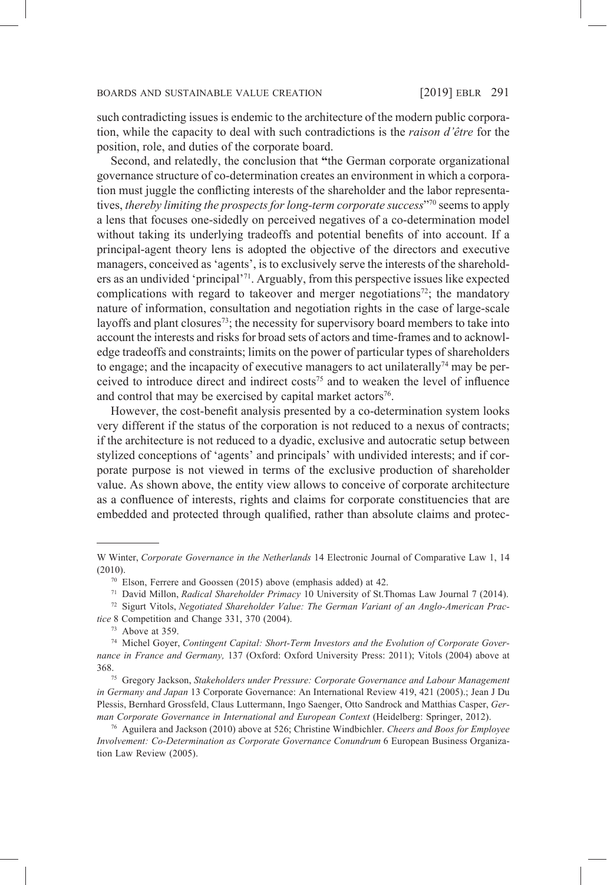such contradicting issues is endemic to the architecture of the modern public corporation, while the capacity to deal with such contradictions is the *raison d'être* for the position, role, and duties of the corporate board.

Second, and relatedly, the conclusion that **"**the German corporate organizational governance structure of co-determination creates an environment in which a corporation must juggle the conflicting interests of the shareholder and the labor representatives, *thereby limiting the prospects for long-term corporate success*"[70] seems to apply a lens that focuses one-sidedly on perceived negatives of a co-determination model without taking its underlying tradeoffs and potential benefits of into account. If a principal-agent theory lens is adopted the objective of the directors and executive managers, conceived as 'agents', is to exclusively serve the interests of the shareholders as an undivided 'principal'[71]. Arguably, from this perspective issues like expected complications with regard to takeover and merger negotiations[72]; the mandatory nature of information, consultation and negotiation rights in the case of large-scale layoffs and plant closures[73]; the necessity for supervisory board members to take into account the interests and risks for broad sets of actors and time-frames and to acknowledge tradeoffs and constraints; limits on the power of particular types of shareholders to engage; and the incapacity of executive managers to act unilaterally[74] may be perceived to introduce direct and indirect costs[75] and to weaken the level of influence and control that may be exercised by capital market actors[76].

However, the cost-benefit analysis presented by a co-determination system looks very different if the status of the corporation is not reduced to a nexus of contracts; if the architecture is not reduced to a dyadic, exclusive and autocratic setup between stylized conceptions of 'agents' and principals' with undivided interests; and if corporate purpose is not viewed in terms of the exclusive production of shareholder value. As shown above, the entity view allows to conceive of corporate architecture as a confluence of interests, rights and claims for corporate constituencies that are embedded and protected through qualified, rather than absolute claims and protec-

---

W Winter, *Corporate Governance in the Netherlands* 14 Electronic Journal of Comparative Law 1, 14 (2010).

[70] Elson, Ferrere and Goossen (2015) above (emphasis added) at 42.

[71] David Millon, *Radical Shareholder Primacy* 10 University of St.Thomas Law Journal 7 (2014).

[72] Sigurt Vitols, *Negotiated Shareholder Value: The German Variant of an Anglo-American Practice* 8 Competition and Change 331, 370 (2004).

[73] Above at 359.

[74] Michel Goyer, *Contingent Capital: Short-Term Investors and the Evolution of Corporate Governance in France and Germany,* 137 (Oxford: Oxford University Press: 2011); Vitols (2004) above at 368.

[75] Gregory Jackson, *Stakeholders under Pressure: Corporate Governance and Labour Management in Germany and Japan* 13 Corporate Governance: An International Review 419, 421 (2005).; Jean J Du Plessis, Bernhard Grossfeld, Claus Luttermann, Ingo Saenger, Otto Sandrock and Matthias Casper, *German Corporate Governance in International and European Context* (Heidelberg: Springer, 2012).

[76] Aguilera and Jackson (2010) above at 526; Christine Windbichler. *Cheers and Boos for Employee Involvement: Co-Determination as Corporate Governance Conundrum* 6 European Business Organization Law Review (2005).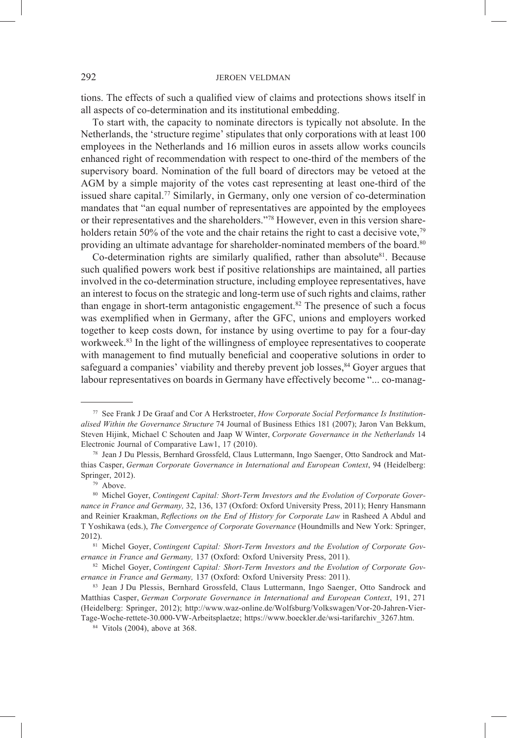tions. The effects of such a qualified view of claims and protections shows itself in all aspects of co-determination and its institutional embedding.

To start with, the capacity to nominate directors is typically not absolute. In the Netherlands, the 'structure regime' stipulates that only corporations with at least 100 employees in the Netherlands and 16 million euros in assets allow works councils enhanced right of recommendation with respect to one-third of the members of the supervisory board. Nomination of the full board of directors may be vetoed at the AGM by a simple majority of the votes cast representing at least one-third of the issued share capital.[77] Similarly, in Germany, only one version of co-determination mandates that "an equal number of representatives are appointed by the employees or their representatives and the shareholders."[78] However, even in this version shareholders retain 50% of the vote and the chair retains the right to cast a decisive vote,[79] providing an ultimate advantage for shareholder-nominated members of the board.[80]

Co-determination rights are similarly qualified, rather than absolute[81]. Because such qualified powers work best if positive relationships are maintained, all parties involved in the co-determination structure, including employee representatives, have an interest to focus on the strategic and long-term use of such rights and claims, rather than engage in short-term antagonistic engagement.[82] The presence of such a focus was exemplified when in Germany, after the GFC, unions and employers worked together to keep costs down, for instance by using overtime to pay for a four-day workweek.[83] In the light of the willingness of employee representatives to cooperate with management to find mutually beneficial and cooperative solutions in order to safeguard a companies' viability and thereby prevent job losses,[84] Goyer argues that labour representatives on boards in Germany have effectively become "... co-manag-

---

[77] See Frank J De Graaf and Cor A Herkstroeter, *How Corporate Social Performance Is Institutionalised Within the Governance Structure* 74 Journal of Business Ethics 181 (2007); Jaron Van Bekkum, Steven Hijink, Michael C Schouten and Jaap W Winter, *Corporate Governance in the Netherlands* 14 Electronic Journal of Comparative Law1, 17 (2010).

[78] Jean J Du Plessis, Bernhard Grossfeld, Claus Luttermann, Ingo Saenger, Otto Sandrock and Matthias Casper, *German Corporate Governance in International and European Context*, 94 (Heidelberg: Springer, 2012).

[79] Above.

[80] Michel Goyer, *Contingent Capital: Short-Term Investors and the Evolution of Corporate Governance in France and Germany,* 32, 136, 137 (Oxford: Oxford University Press, 2011); Henry Hansmann and Reinier Kraakman, *Reflections on the End of History for Corporate Law* in Rasheed A Abdul and T Yoshikawa (eds.), *The Convergence of Corporate Governance* (Houndmills and New York: Springer, 2012).

[81] Michel Goyer, *Contingent Capital: Short-Term Investors and the Evolution of Corporate Governance in France and Germany,* 137 (Oxford: Oxford University Press, 2011).

[82] Michel Goyer, *Contingent Capital: Short-Term Investors and the Evolution of Corporate Governance in France and Germany,* 137 (Oxford: Oxford University Press: 2011).

[83] Jean J Du Plessis, Bernhard Grossfeld, Claus Luttermann, Ingo Saenger, Otto Sandrock and Matthias Casper, *German Corporate Governance in International and European Context*, 191, 271 (Heidelberg: Springer, 2012); http://www.waz-online.de/Wolfsburg/Volkswagen/Vor-20-Jahren-Vier-Tage-Woche-rettete-30.000-VW-Arbeitsplaetze; https://www.boeckler.de/wsi-tarifarchiv_3267.htm.

[84] Vitols (2004), above at 368.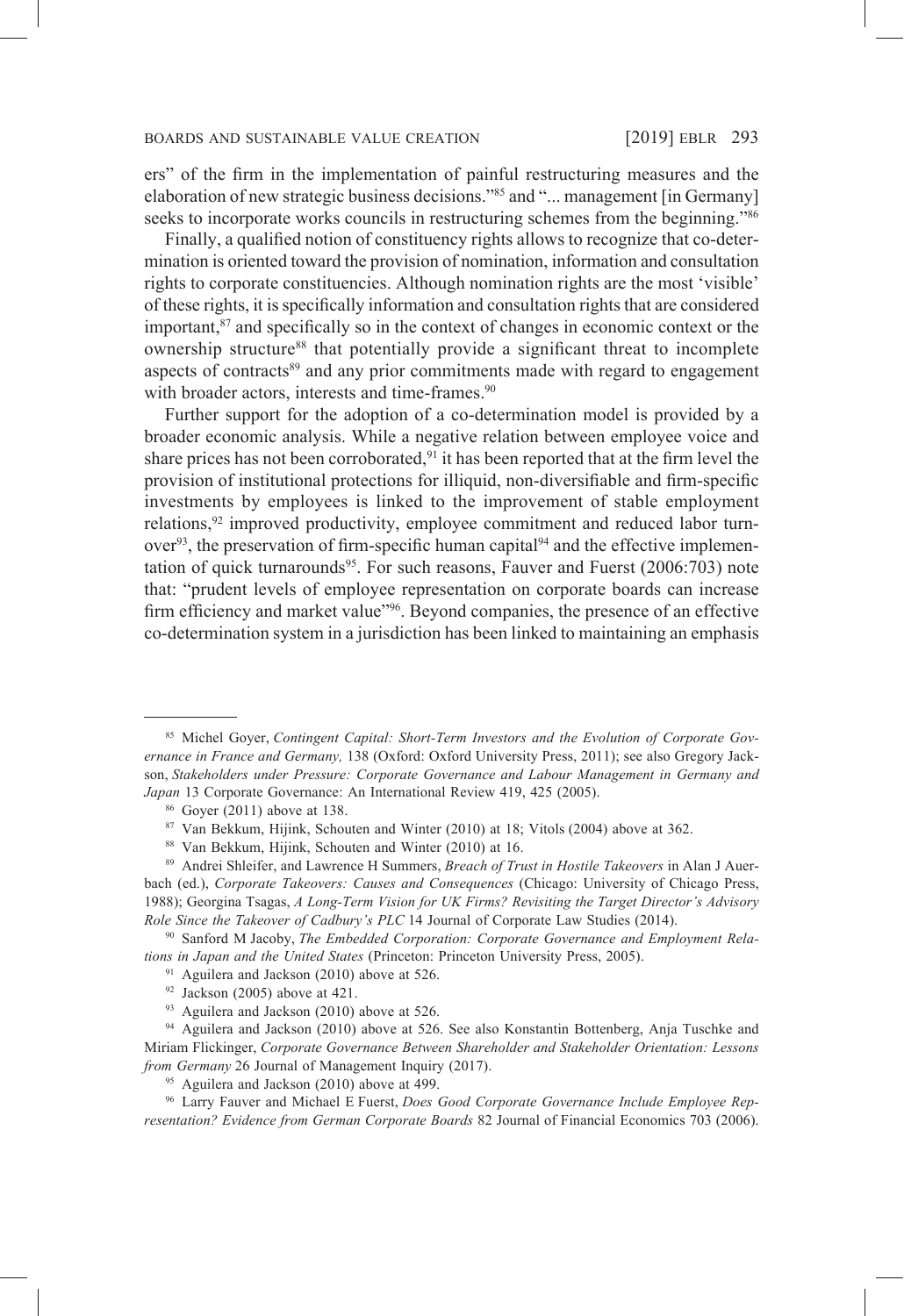ers" of the firm in the implementation of painful restructuring measures and the elaboration of new strategic business decisions."[85] and "... management [in Germany] seeks to incorporate works councils in restructuring schemes from the beginning."[86]

Finally, a qualified notion of constituency rights allows to recognize that co-determination is oriented toward the provision of nomination, information and consultation rights to corporate constituencies. Although nomination rights are the most 'visible' of these rights, it is specifically information and consultation rights that are considered important,[87] and specifically so in the context of changes in economic context or the ownership structure[88] that potentially provide a significant threat to incomplete aspects of contracts[89] and any prior commitments made with regard to engagement with broader actors, interests and time-frames.[90]

Further support for the adoption of a co-determination model is provided by a broader economic analysis. While a negative relation between employee voice and share prices has not been corroborated,[91] it has been reported that at the firm level the provision of institutional protections for illiquid, non-diversifiable and firm-specific investments by employees is linked to the improvement of stable employment relations,[92] improved productivity, employee commitment and reduced labor turnover[93], the preservation of firm-specific human capital[94] and the effective implementation of quick turnarounds[95]. For such reasons, Fauver and Fuerst (2006:703) note that: "prudent levels of employee representation on corporate boards can increase firm efficiency and market value"[96]. Beyond companies, the presence of an effective co-determination system in a jurisdiction has been linked to maintaining an emphasis

---

[85] Michel Goyer, *Contingent Capital: Short-Term Investors and the Evolution of Corporate Governance in France and Germany,* 138 (Oxford: Oxford University Press, 2011); see also Gregory Jackson, *Stakeholders under Pressure: Corporate Governance and Labour Management in Germany and Japan* 13 Corporate Governance: An International Review 419, 425 (2005).

[86] Goyer (2011) above at 138.

[87] Van Bekkum, Hijink, Schouten and Winter (2010) at 18; Vitols (2004) above at 362.

[88] Van Bekkum, Hijink, Schouten and Winter (2010) at 16.

[89] Andrei Shleifer, and Lawrence H Summers, *Breach of Trust in Hostile Takeovers* in Alan J Auerbach (ed.), *Corporate Takeovers: Causes and Consequences* (Chicago: University of Chicago Press, 1988); Georgina Tsagas, *A Long-Term Vision for UK Firms? Revisiting the Target Director's Advisory Role Since the Takeover of Cadbury's PLC* 14 Journal of Corporate Law Studies (2014).

[90] Sanford M Jacoby, *The Embedded Corporation: Corporate Governance and Employment Relations in Japan and the United States* (Princeton: Princeton University Press, 2005).

[91] Aguilera and Jackson (2010) above at 526.

[92] Jackson (2005) above at 421.

[93] Aguilera and Jackson (2010) above at 526.

[94] Aguilera and Jackson (2010) above at 526. See also Konstantin Bottenberg, Anja Tuschke and Miriam Flickinger, *Corporate Governance Between Shareholder and Stakeholder Orientation: Lessons from Germany* 26 Journal of Management Inquiry (2017).

[95] Aguilera and Jackson (2010) above at 499.

[96] Larry Fauver and Michael E Fuerst, *Does Good Corporate Governance Include Employee Representation? Evidence from German Corporate Boards* 82 Journal of Financial Economics 703 (2006).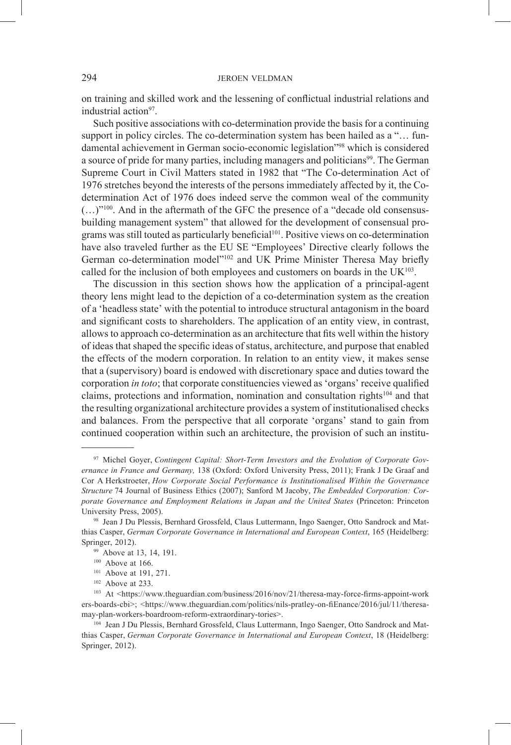on training and skilled work and the lessening of conflictual industrial relations and industrial action[97].

Such positive associations with co-determination provide the basis for a continuing support in policy circles. The co-determination system has been hailed as a "… fundamental achievement in German socio-economic legislation"[98] which is considered a source of pride for many parties, including managers and politicians[99]. The German Supreme Court in Civil Matters stated in 1982 that "The Co-determination Act of 1976 stretches beyond the interests of the persons immediately affected by it, the Co-determination Act of 1976 does indeed serve the common weal of the community (…)"[100]. And in the aftermath of the GFC the presence of a "decade old consensus-building management system" that allowed for the development of consensual programs was still touted as particularly beneficial[101]. Positive views on co-determination have also traveled further as the EU SE "Employees' Directive clearly follows the German co-determination model"[102] and UK Prime Minister Theresa May briefly called for the inclusion of both employees and customers on boards in the UK[103].

The discussion in this section shows how the application of a principal-agent theory lens might lead to the depiction of a co-determination system as the creation of a 'headless state' with the potential to introduce structural antagonism in the board and significant costs to shareholders. The application of an entity view, in contrast, allows to approach co-determination as an architecture that fits well within the history of ideas that shaped the specific ideas of status, architecture, and purpose that enabled the effects of the modern corporation. In relation to an entity view, it makes sense that a (supervisory) board is endowed with discretionary space and duties toward the corporation *in toto*; that corporate constituencies viewed as 'organs' receive qualified claims, protections and information, nomination and consultation rights[104] and that the resulting organizational architecture provides a system of institutionalised checks and balances. From the perspective that all corporate 'organs' stand to gain from continued cooperation within such an architecture, the provision of such an institu-

---

[97] Michel Goyer, *Contingent Capital: Short-Term Investors and the Evolution of Corporate Governance in France and Germany,* 138 (Oxford: Oxford University Press, 2011); Frank J De Graaf and Cor A Herkstroeter, *How Corporate Social Performance is Institutionalised Within the Governance Structure* 74 Journal of Business Ethics (2007); Sanford M Jacoby, *The Embedded Corporation: Corporate Governance and Employment Relations in Japan and the United States* (Princeton: Princeton University Press, 2005).

[98] Jean J Du Plessis, Bernhard Grossfeld, Claus Luttermann, Ingo Saenger, Otto Sandrock and Matthias Casper, *German Corporate Governance in International and European Context*, 165 (Heidelberg: Springer, 2012).

[99] Above at 13, 14, 191.

[100] Above at 166.

[101] Above at 191, 271.

[102] Above at 233.

[103] At <https://www.theguardian.com/business/2016/nov/21/theresa-may-force-firms-appoint-workers-boards-cbi>; <https://www.theguardian.com/politics/nils-pratley-on-fiEnance/2016/jul/11/theresa-may-plan-workers-boardroom-reform-extraordinary-tories>.

[104] Jean J Du Plessis, Bernhard Grossfeld, Claus Luttermann, Ingo Saenger, Otto Sandrock and Matthias Casper, *German Corporate Governance in International and European Context*, 18 (Heidelberg: Springer, 2012).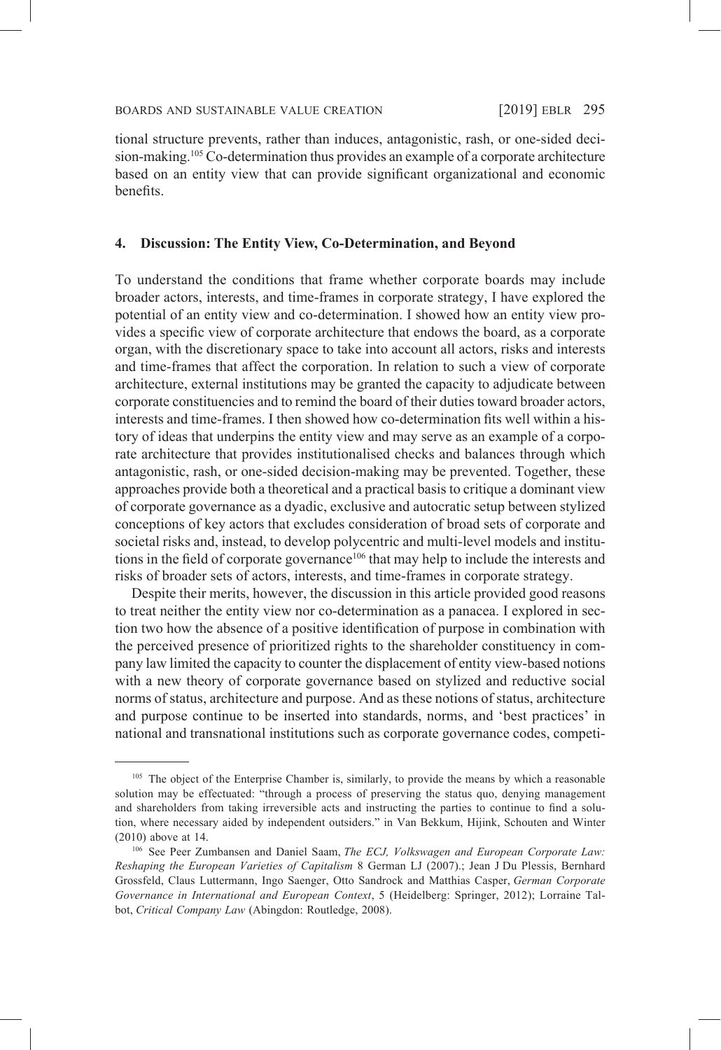tional structure prevents, rather than induces, antagonistic, rash, or one-sided decision-making.[105] Co-determination thus provides an example of a corporate architecture based on an entity view that can provide significant organizational and economic benefits.

## 4. Discussion: The Entity View, Co-Determination, and Beyond

To understand the conditions that frame whether corporate boards may include broader actors, interests, and time-frames in corporate strategy, I have explored the potential of an entity view and co-determination. I showed how an entity view provides a specific view of corporate architecture that endows the board, as a corporate organ, with the discretionary space to take into account all actors, risks and interests and time-frames that affect the corporation. In relation to such a view of corporate architecture, external institutions may be granted the capacity to adjudicate between corporate constituencies and to remind the board of their duties toward broader actors, interests and time-frames. I then showed how co-determination fits well within a history of ideas that underpins the entity view and may serve as an example of a corporate architecture that provides institutionalised checks and balances through which antagonistic, rash, or one-sided decision-making may be prevented. Together, these approaches provide both a theoretical and a practical basis to critique a dominant view of corporate governance as a dyadic, exclusive and autocratic setup between stylized conceptions of key actors that excludes consideration of broad sets of corporate and societal risks and, instead, to develop polycentric and multi-level models and institutions in the field of corporate governance[106] that may help to include the interests and risks of broader sets of actors, interests, and time-frames in corporate strategy.

Despite their merits, however, the discussion in this article provided good reasons to treat neither the entity view nor co-determination as a panacea. I explored in section two how the absence of a positive identification of purpose in combination with the perceived presence of prioritized rights to the shareholder constituency in company law limited the capacity to counter the displacement of entity view-based notions with a new theory of corporate governance based on stylized and reductive social norms of status, architecture and purpose. And as these notions of status, architecture and purpose continue to be inserted into standards, norms, and 'best practices' in national and transnational institutions such as corporate governance codes, competi-

---

[105] The object of the Enterprise Chamber is, similarly, to provide the means by which a reasonable solution may be effectuated: "through a process of preserving the status quo, denying management and shareholders from taking irreversible acts and instructing the parties to continue to find a solution, where necessary aided by independent outsiders." in Van Bekkum, Hijink, Schouten and Winter (2010) above at 14.

[106] See Peer Zumbansen and Daniel Saam, *The ECJ, Volkswagen and European Corporate Law: Reshaping the European Varieties of Capitalism* 8 German LJ (2007).; Jean J Du Plessis, Bernhard Grossfeld, Claus Luttermann, Ingo Saenger, Otto Sandrock and Matthias Casper, *German Corporate Governance in International and European Context*, 5 (Heidelberg: Springer, 2012); Lorraine Talbot, *Critical Company Law* (Abingdon: Routledge, 2008).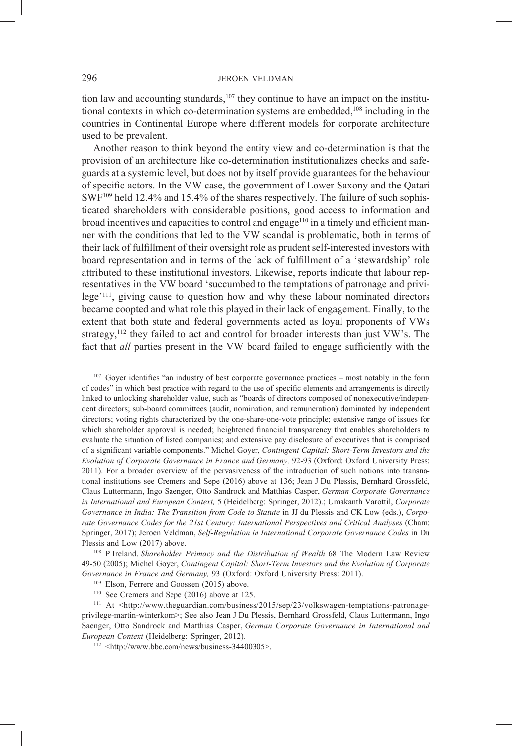tion law and accounting standards,[107] they continue to have an impact on the institutional contexts in which co-determination systems are embedded,[108] including in the countries in Continental Europe where different models for corporate architecture used to be prevalent.

Another reason to think beyond the entity view and co-determination is that the provision of an architecture like co-determination institutionalizes checks and safeguards at a systemic level, but does not by itself provide guarantees for the behaviour of specific actors. In the VW case, the government of Lower Saxony and the Qatari SWF[109] held 12.4% and 15.4% of the shares respectively. The failure of such sophisticated shareholders with considerable positions, good access to information and broad incentives and capacities to control and engage[110] in a timely and efficient manner with the conditions that led to the VW scandal is problematic, both in terms of their lack of fulfillment of their oversight role as prudent self-interested investors with board representation and in terms of the lack of fulfillment of a 'stewardship' role attributed to these institutional investors. Likewise, reports indicate that labour representatives in the VW board 'succumbed to the temptations of patronage and privilege'[111], giving cause to question how and why these labour nominated directors became coopted and what role this played in their lack of engagement. Finally, to the extent that both state and federal governments acted as loyal proponents of VWs strategy,[112] they failed to act and control for broader interests than just VW's. The fact that *all* parties present in the VW board failed to engage sufficiently with the

---

[107] Goyer identifies "an industry of best corporate governance practices – most notably in the form of codes" in which best practice with regard to the use of specific elements and arrangements is directly linked to unlocking shareholder value, such as "boards of directors composed of nonexecutive/independent directors; sub-board committees (audit, nomination, and remuneration) dominated by independent directors; voting rights characterized by the one-share-one-vote principle; extensive range of issues for which shareholder approval is needed; heightened financial transparency that enables shareholders to evaluate the situation of listed companies; and extensive pay disclosure of executives that is comprised of a significant variable components." Michel Goyer, *Contingent Capital: Short-Term Investors and the Evolution of Corporate Governance in France and Germany,* 92-93 (Oxford: Oxford University Press: 2011). For a broader overview of the pervasiveness of the introduction of such notions into transnational institutions see Cremers and Sepe (2016) above at 136; Jean J Du Plessis, Bernhard Grossfeld, Claus Luttermann, Ingo Saenger, Otto Sandrock and Matthias Casper, *German Corporate Governance in International and European Context,* 5 (Heidelberg: Springer, 2012).; Umakanth Varottil, *Corporate Governance in India: The Transition from Code to Statute* in JJ du Plessis and CK Low (eds.), *Corporate Governance Codes for the 21st Century: International Perspectives and Critical Analyses* (Cham: Springer, 2017); Jeroen Veldman, *Self-Regulation in International Corporate Governance Codes* in Du Plessis and Low (2017) above.

[108] P Ireland. *Shareholder Primacy and the Distribution of Wealth* 68 The Modern Law Review 49-50 (2005); Michel Goyer, *Contingent Capital: Short-Term Investors and the Evolution of Corporate Governance in France and Germany,* 93 (Oxford: Oxford University Press: 2011).

[109] Elson, Ferrere and Goossen (2015) above.

[110] See Cremers and Sepe (2016) above at 125.

[111] At <http://www.theguardian.com/business/2015/sep/23/volkswagen-temptations-patronage-privilege-martin-winterkorn>; See also Jean J Du Plessis, Bernhard Grossfeld, Claus Luttermann, Ingo Saenger, Otto Sandrock and Matthias Casper, *German Corporate Governance in International and European Context* (Heidelberg: Springer, 2012).

[112] <http://www.bbc.com/news/business-34400305>.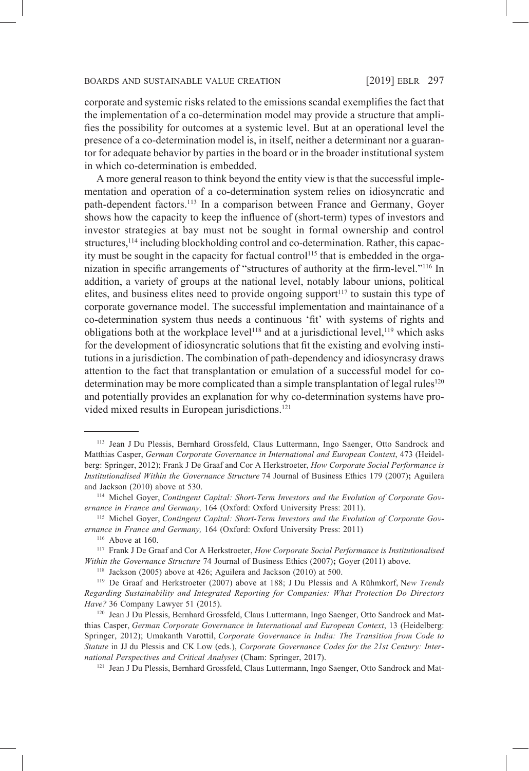corporate and systemic risks related to the emissions scandal exemplifies the fact that the implementation of a co-determination model may provide a structure that amplifies the possibility for outcomes at a systemic level. But at an operational level the presence of a co-determination model is, in itself, neither a determinant nor a guarantor for adequate behavior by parties in the board or in the broader institutional system in which co-determination is embedded.

A more general reason to think beyond the entity view is that the successful implementation and operation of a co-determination system relies on idiosyncratic and path-dependent factors.[113] In a comparison between France and Germany, Goyer shows how the capacity to keep the influence of (short-term) types of investors and investor strategies at bay must not be sought in formal ownership and control structures,[114] including blockholding control and co-determination. Rather, this capacity must be sought in the capacity for factual control[115] that is embedded in the organization in specific arrangements of "structures of authority at the firm-level."[116] In addition, a variety of groups at the national level, notably labour unions, political elites, and business elites need to provide ongoing support[117] to sustain this type of corporate governance model. The successful implementation and maintainance of a co-determination system thus needs a continuous 'fit' with systems of rights and obligations both at the workplace level[118] and at a jurisdictional level,[119] which asks for the development of idiosyncratic solutions that fit the existing and evolving institutions in a jurisdiction. The combination of path-dependency and idiosyncrasy draws attention to the fact that transplantation or emulation of a successful model for co-determination may be more complicated than a simple transplantation of legal rules[120] and potentially provides an explanation for why co-determination systems have provided mixed results in European jurisdictions.[121]

---

[113] Jean J Du Plessis, Bernhard Grossfeld, Claus Luttermann, Ingo Saenger, Otto Sandrock and Matthias Casper, *German Corporate Governance in International and European Context*, 473 (Heidelberg: Springer, 2012); Frank J De Graaf and Cor A Herkstroeter, *How Corporate Social Performance is Institutionalised Within the Governance Structure* 74 Journal of Business Ethics 179 (2007)**;** Aguilera and Jackson (2010) above at 530.

[114] Michel Goyer, *Contingent Capital: Short-Term Investors and the Evolution of Corporate Governance in France and Germany,* 164 (Oxford: Oxford University Press: 2011).

[115] Michel Goyer, *Contingent Capital: Short-Term Investors and the Evolution of Corporate Governance in France and Germany,* 164 (Oxford: Oxford University Press: 2011)

[116] Above at 160.

[117] Frank J De Graaf and Cor A Herkstroeter, *How Corporate Social Performance is Institutionalised Within the Governance Structure* 74 Journal of Business Ethics (2007)**;** Goyer (2011) above.

[118] Jackson (2005) above at 426; Aguilera and Jackson (2010) at 500.

[119] De Graaf and Herkstroeter (2007) above at 188; J Du Plessis and A Rühmkorf, N*ew Trends Regarding Sustainability and Integrated Reporting for Companies: What Protection Do Directors Have?* 36 Company Lawyer 51 (2015).

[120] Jean J Du Plessis, Bernhard Grossfeld, Claus Luttermann, Ingo Saenger, Otto Sandrock and Matthias Casper, *German Corporate Governance in International and European Context*, 13 (Heidelberg: Springer, 2012); Umakanth Varottil, *Corporate Governance in India: The Transition from Code to Statute* in JJ du Plessis and CK Low (eds.), *Corporate Governance Codes for the 21st Century: International Perspectives and Critical Analyses* (Cham: Springer, 2017).

[121] Jean J Du Plessis, Bernhard Grossfeld, Claus Luttermann, Ingo Saenger, Otto Sandrock and Mat-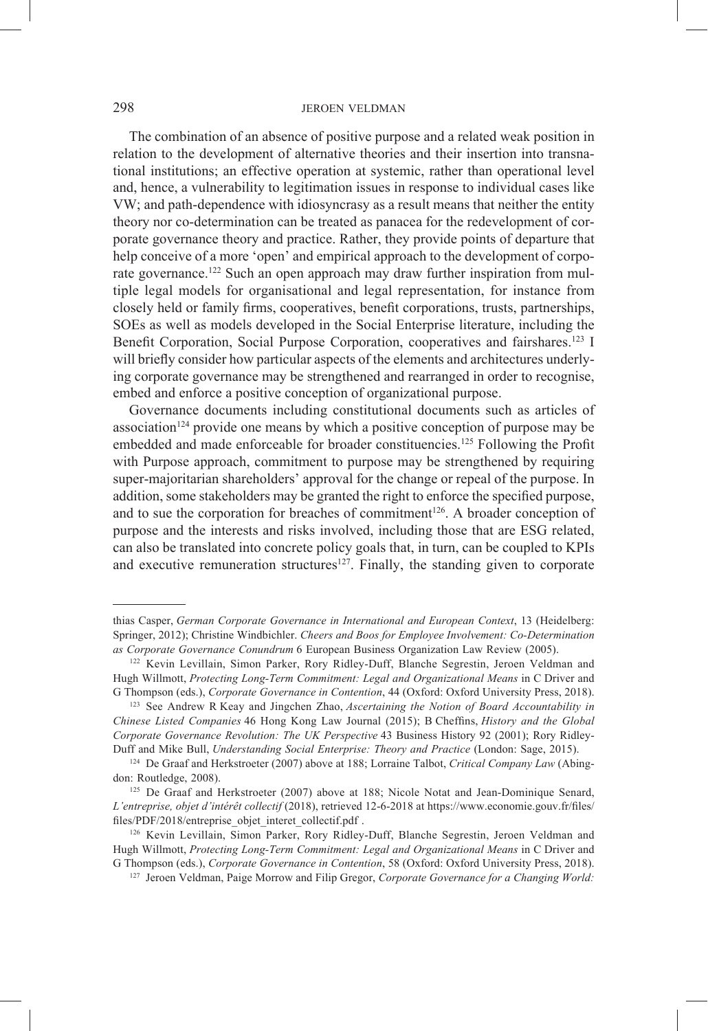The combination of an absence of positive purpose and a related weak position in relation to the development of alternative theories and their insertion into transnational institutions; an effective operation at systemic, rather than operational level and, hence, a vulnerability to legitimation issues in response to individual cases like VW; and path-dependence with idiosyncrasy as a result means that neither the entity theory nor co-determination can be treated as panacea for the redevelopment of corporate governance theory and practice. Rather, they provide points of departure that help conceive of a more 'open' and empirical approach to the development of corporate governance.[122] Such an open approach may draw further inspiration from multiple legal models for organisational and legal representation, for instance from closely held or family firms, cooperatives, benefit corporations, trusts, partnerships, SOEs as well as models developed in the Social Enterprise literature, including the Benefit Corporation, Social Purpose Corporation, cooperatives and fairshares.[123] I will briefly consider how particular aspects of the elements and architectures underlying corporate governance may be strengthened and rearranged in order to recognise, embed and enforce a positive conception of organizational purpose.

Governance documents including constitutional documents such as articles of association[124] provide one means by which a positive conception of purpose may be embedded and made enforceable for broader constituencies.[125] Following the Profit with Purpose approach, commitment to purpose may be strengthened by requiring super-majoritarian shareholders' approval for the change or repeal of the purpose. In addition, some stakeholders may be granted the right to enforce the specified purpose, and to sue the corporation for breaches of commitment[126]. A broader conception of purpose and the interests and risks involved, including those that are ESG related, can also be translated into concrete policy goals that, in turn, can be coupled to KPIs and executive remuneration structures[127]. Finally, the standing given to corporate

---

thias Casper, *German Corporate Governance in International and European Context*, 13 (Heidelberg: Springer, 2012); Christine Windbichler. *Cheers and Boos for Employee Involvement: Co-Determination as Corporate Governance Conundrum* 6 European Business Organization Law Review (2005).

[122] Kevin Levillain, Simon Parker, Rory Ridley-Duff, Blanche Segrestin, Jeroen Veldman and Hugh Willmott, *Protecting Long-Term Commitment: Legal and Organizational Means* in C Driver and G Thompson (eds.), *Corporate Governance in Contention*, 44 (Oxford: Oxford University Press, 2018).

[123] See Andrew R Keay and Jingchen Zhao, *Ascertaining the Notion of Board Accountability in Chinese Listed Companies* 46 Hong Kong Law Journal (2015); B Cheffins, *History and the Global Corporate Governance Revolution: The UK Perspective* 43 Business History 92 (2001); Rory Ridley-Duff and Mike Bull, *Understanding Social Enterprise: Theory and Practice* (London: Sage, 2015).

[124] De Graaf and Herkstroeter (2007) above at 188; Lorraine Talbot, *Critical Company Law* (Abingdon: Routledge, 2008).

[125] De Graaf and Herkstroeter (2007) above at 188; Nicole Notat and Jean-Dominique Senard, *L'entreprise, objet d'intérêt collectif* (2018), retrieved 12-6-2018 at https://www.economie.gouv.fr/files/files/PDF/2018/entreprise_objet_interet_collectif.pdf .

[126] Kevin Levillain, Simon Parker, Rory Ridley-Duff, Blanche Segrestin, Jeroen Veldman and Hugh Willmott, *Protecting Long-Term Commitment: Legal and Organizational Means* in C Driver and G Thompson (eds.), *Corporate Governance in Contention*, 58 (Oxford: Oxford University Press, 2018).

[127] Jeroen Veldman, Paige Morrow and Filip Gregor, *Corporate Governance for a Changing World:*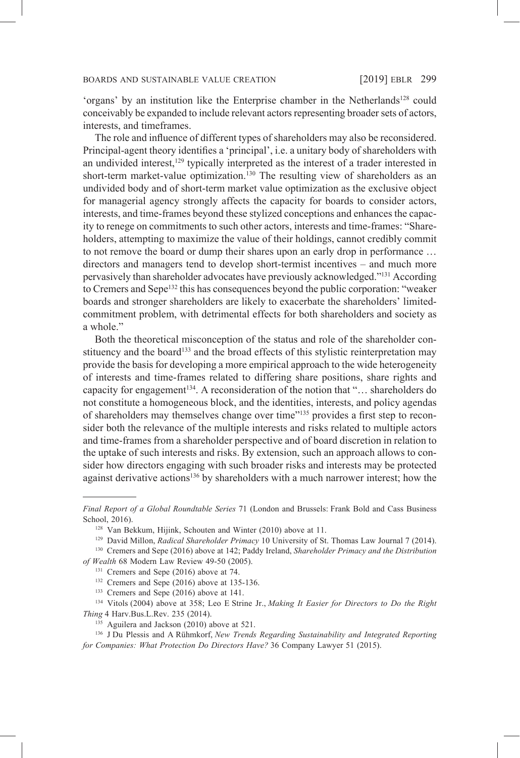'organs' by an institution like the Enterprise chamber in the Netherlands[128] could conceivably be expanded to include relevant actors representing broader sets of actors, interests, and timeframes.

The role and influence of different types of shareholders may also be reconsidered. Principal-agent theory identifies a 'principal', i.e. a unitary body of shareholders with an undivided interest,[129] typically interpreted as the interest of a trader interested in short-term market-value optimization.[130] The resulting view of shareholders as an undivided body and of short-term market value optimization as the exclusive object for managerial agency strongly affects the capacity for boards to consider actors, interests, and time-frames beyond these stylized conceptions and enhances the capacity to renege on commitments to such other actors, interests and time-frames: "Shareholders, attempting to maximize the value of their holdings, cannot credibly commit to not remove the board or dump their shares upon an early drop in performance … directors and managers tend to develop short-termist incentives – and much more pervasively than shareholder advocates have previously acknowledged."[131] According to Cremers and Sepe[132] this has consequences beyond the public corporation: "weaker boards and stronger shareholders are likely to exacerbate the shareholders' limited-commitment problem, with detrimental effects for both shareholders and society as a whole."

Both the theoretical misconception of the status and role of the shareholder constituency and the board[133] and the broad effects of this stylistic reinterpretation may provide the basis for developing a more empirical approach to the wide heterogeneity of interests and time-frames related to differing share positions, share rights and capacity for engagement[134]. A reconsideration of the notion that "… shareholders do not constitute a homogeneous block, and the identities, interests, and policy agendas of shareholders may themselves change over time"[135] provides a first step to reconsider both the relevance of the multiple interests and risks related to multiple actors and time-frames from a shareholder perspective and of board discretion in relation to the uptake of such interests and risks. By extension, such an approach allows to consider how directors engaging with such broader risks and interests may be protected against derivative actions[136] by shareholders with a much narrower interest; how the

---

*Final Report of a Global Roundtable Series* 71 (London and Brussels: Frank Bold and Cass Business School, 2016).

[128] Van Bekkum, Hijink, Schouten and Winter (2010) above at 11.

[129] David Millon, *Radical Shareholder Primacy* 10 University of St. Thomas Law Journal 7 (2014).

[130] Cremers and Sepe (2016) above at 142; Paddy Ireland, *Shareholder Primacy and the Distribution of Wealth* 68 Modern Law Review 49-50 (2005).

[131] Cremers and Sepe (2016) above at 74.

[132] Cremers and Sepe (2016) above at 135-136.

[133] Cremers and Sepe (2016) above at 141.

[134] Vitols (2004) above at 358; Leo E Strine Jr., *Making It Easier for Directors to Do the Right Thing* 4 Harv.Bus.L.Rev. 235 (2014).

[135] Aguilera and Jackson (2010) above at 521.

[136] J Du Plessis and A Rühmkorf, *New Trends Regarding Sustainability and Integrated Reporting for Companies: What Protection Do Directors Have?* 36 Company Lawyer 51 (2015).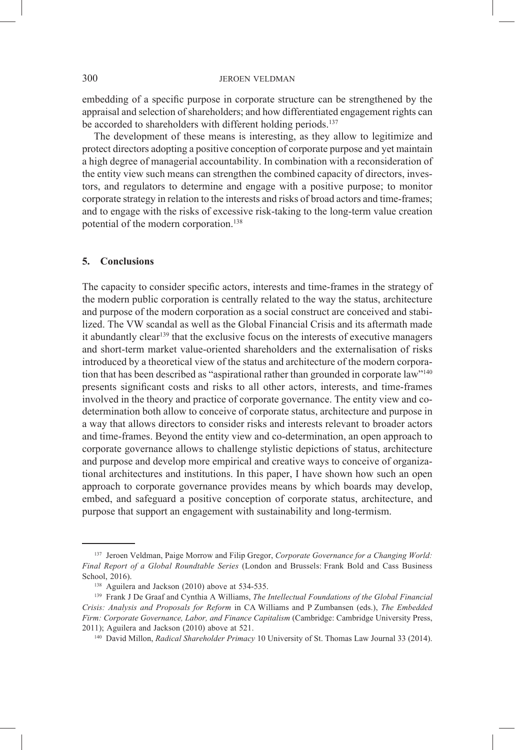embedding of a specific purpose in corporate structure can be strengthened by the appraisal and selection of shareholders; and how differentiated engagement rights can be accorded to shareholders with different holding periods.[137]

The development of these means is interesting, as they allow to legitimize and protect directors adopting a positive conception of corporate purpose and yet maintain a high degree of managerial accountability. In combination with a reconsideration of the entity view such means can strengthen the combined capacity of directors, investors, and regulators to determine and engage with a positive purpose; to monitor corporate strategy in relation to the interests and risks of broad actors and time-frames; and to engage with the risks of excessive risk-taking to the long-term value creation potential of the modern corporation.[138]

## 5. Conclusions

The capacity to consider specific actors, interests and time-frames in the strategy of the modern public corporation is centrally related to the way the status, architecture and purpose of the modern corporation as a social construct are conceived and stabilized. The VW scandal as well as the Global Financial Crisis and its aftermath made it abundantly clear[139] that the exclusive focus on the interests of executive managers and short-term market value-oriented shareholders and the externalisation of risks introduced by a theoretical view of the status and architecture of the modern corporation that has been described as "aspirational rather than grounded in corporate law"[140] presents significant costs and risks to all other actors, interests, and time-frames involved in the theory and practice of corporate governance. The entity view and co-determination both allow to conceive of corporate status, architecture and purpose in a way that allows directors to consider risks and interests relevant to broader actors and time-frames. Beyond the entity view and co-determination, an open approach to corporate governance allows to challenge stylistic depictions of status, architecture and purpose and develop more empirical and creative ways to conceive of organizational architectures and institutions. In this paper, I have shown how such an open approach to corporate governance provides means by which boards may develop, embed, and safeguard a positive conception of corporate status, architecture, and purpose that support an engagement with sustainability and long-termism.

---

[137] Jeroen Veldman, Paige Morrow and Filip Gregor, *Corporate Governance for a Changing World: Final Report of a Global Roundtable Series* (London and Brussels: Frank Bold and Cass Business School, 2016).

[138] Aguilera and Jackson (2010) above at 534-535.

[139] Frank J De Graaf and Cynthia A Williams, *The Intellectual Foundations of the Global Financial Crisis: Analysis and Proposals for Reform* in CA Williams and P Zumbansen (eds.), *The Embedded Firm: Corporate Governance, Labor, and Finance Capitalism* (Cambridge: Cambridge University Press, 2011); Aguilera and Jackson (2010) above at 521.

[140] David Millon, *Radical Shareholder Primacy* 10 University of St. Thomas Law Journal 33 (2014).